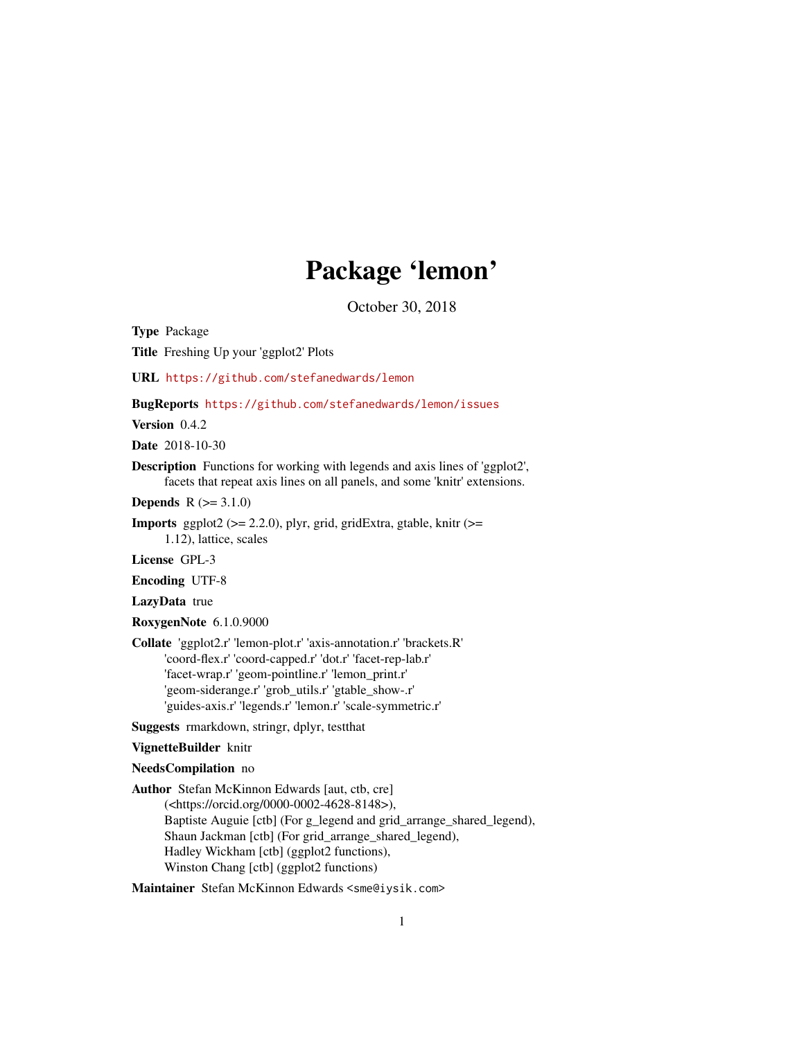# Package 'lemon'

October 30, 2018

**Type** Package

**Title** Freshing Up your 'ggplot2' Plots

**URL** https://github.com/stefanedwards/lemon

**BugReports** https://github.com/stefanedwards/lemon/issues

**Version** 0.4.2

**Date** 2018-10-30

**Description** Functions for working with legends and axis lines of 'ggplot2', facets that repeat axis lines on all panels, and some 'knitr' extensions.

**Depends** R (>= 3.1.0)

**Imports** ggplot2 (>= 2.2.0), plyr, grid, gridExtra, gtable, knitr (>= 1.12), lattice, scales

**License** GPL-3

**Encoding** UTF-8

**LazyData** true

**RoxygenNote** 6.1.0.9000

**Collate** 'ggplot2.r' 'lemon-plot.r' 'axis-annotation.r' 'brackets.R' 'coord-flex.r' 'coord-capped.r' 'dot.r' 'facet-rep-lab.r' 'facet-wrap.r' 'geom-pointline.r' 'lemon_print.r' 'geom-siderange.r' 'grob_utils.r' 'gtable_show-.r' 'guides-axis.r' 'legends.r' 'lemon.r' 'scale-symmetric.r'

**Suggests** rmarkdown, stringr, dplyr, testthat

**VignetteBuilder** knitr

**NeedsCompilation** no

**Author** Stefan McKinnon Edwards [aut, ctb, cre] (<https://orcid.org/0000-0002-4628-8148>),
Baptiste Auguie [ctb] (For g_legend and grid_arrange_shared_legend),
Shaun Jackman [ctb] (For grid_arrange_shared_legend),
Hadley Wickham [ctb] (ggplot2 functions),
Winston Chang [ctb] (ggplot2 functions)

**Maintainer** Stefan McKinnon Edwards <sme@iysik.com>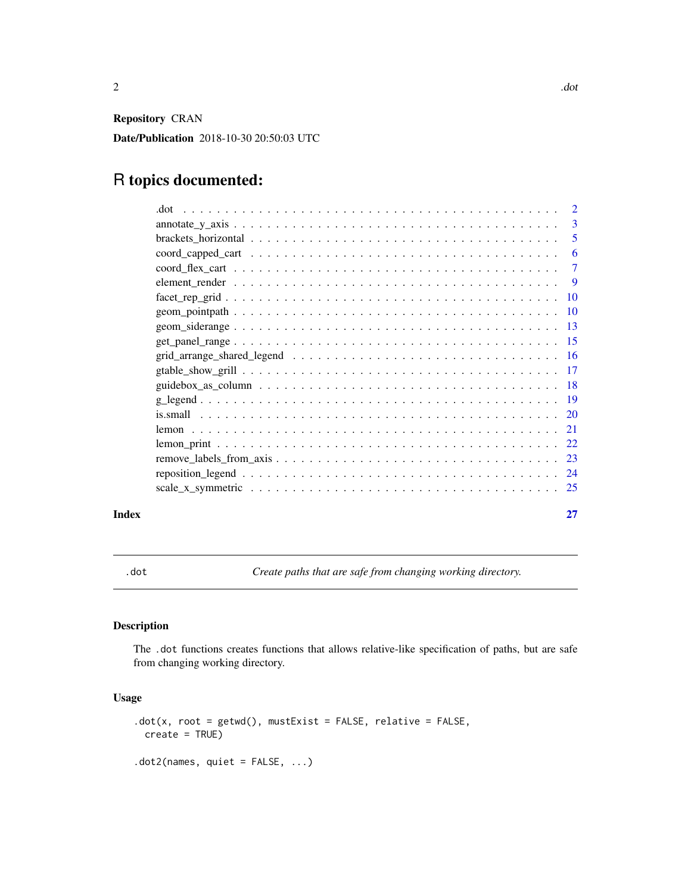**Repository** CRAN

**Date/Publication** 2018-10-30 20:50:03 UTC

# R topics documented:

| | |
|---|---|
| .dot | 2 |
| annotate_y_axis | 3 |
| brackets_horizontal | 5 |
| coord_capped_cart | 6 |
| coord_flex_cart | 7 |
| element_render | 9 |
| facet_rep_grid | 10 |
| geom_pointpath | 10 |
| geom_siderange | 13 |
| get_panel_range | 15 |
| grid_arrange_shared_legend | 16 |
| gtable_show_grill | 17 |
| guidebox_as_column | 18 |
| g_legend | 19 |
| is.small | 20 |
| lemon | 21 |
| lemon_print | 22 |
| remove_labels_from_axis | 23 |
| reposition_legend | 24 |
| scale_x_symmetric | 25 |

**Index** **27**

---

`.dot` *Create paths that are safe from changing working directory.*

---

## Description

The `.dot` functions creates functions that allows relative-like specification of paths, but are safe from changing working directory.

## Usage

```
.dot(x, root = getwd(), mustExist = FALSE, relative = FALSE,
  create = TRUE)

.dot2(names, quiet = FALSE, ...)
```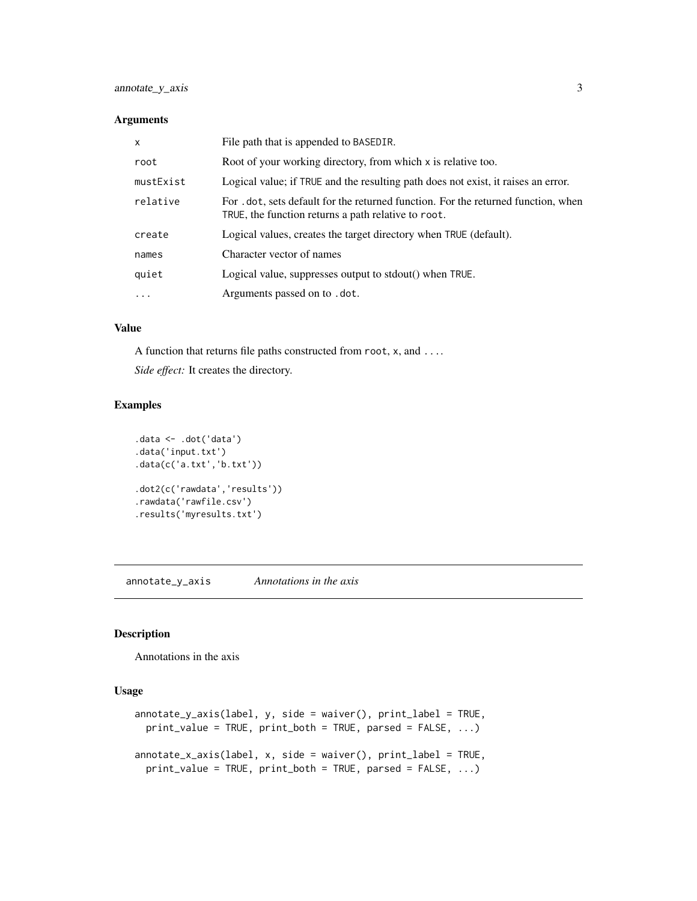## Arguments

| | |
|---|---|
| `x` | File path that is appended to `BASEDIR`. |
| `root` | Root of your working directory, from which `x` is relative too. |
| `mustExist` | Logical value; if `TRUE` and the resulting path does not exist, it raises an error. |
| `relative` | For `.dot`, sets default for the returned function. For the returned function, when `TRUE`, the function returns a path relative to `root`. |
| `create` | Logical values, creates the target directory when `TRUE` (default). |
| `names` | Character vector of names |
| `quiet` | Logical value, suppresses output to stdout() when `TRUE`. |
| `...` | Arguments passed on to `.dot`. |

## Value

A function that returns file paths constructed from `root`, `x`, and `...`.

*Side effect:* It creates the directory.

## Examples

```
.data <- .dot('data')
.data('input.txt')
.data(c('a.txt','b.txt'))

.dot2(c('rawdata','results'))
.rawdata('rawfile.csv')
.results('myresults.txt')
```

---

# annotate_y_axis — *Annotations in the axis*

---

## Description

Annotations in the axis

## Usage

```
annotate_y_axis(label, y, side = waiver(), print_label = TRUE,
  print_value = TRUE, print_both = TRUE, parsed = FALSE, ...)

annotate_x_axis(label, x, side = waiver(), print_label = TRUE,
  print_value = TRUE, print_both = TRUE, parsed = FALSE, ...)
```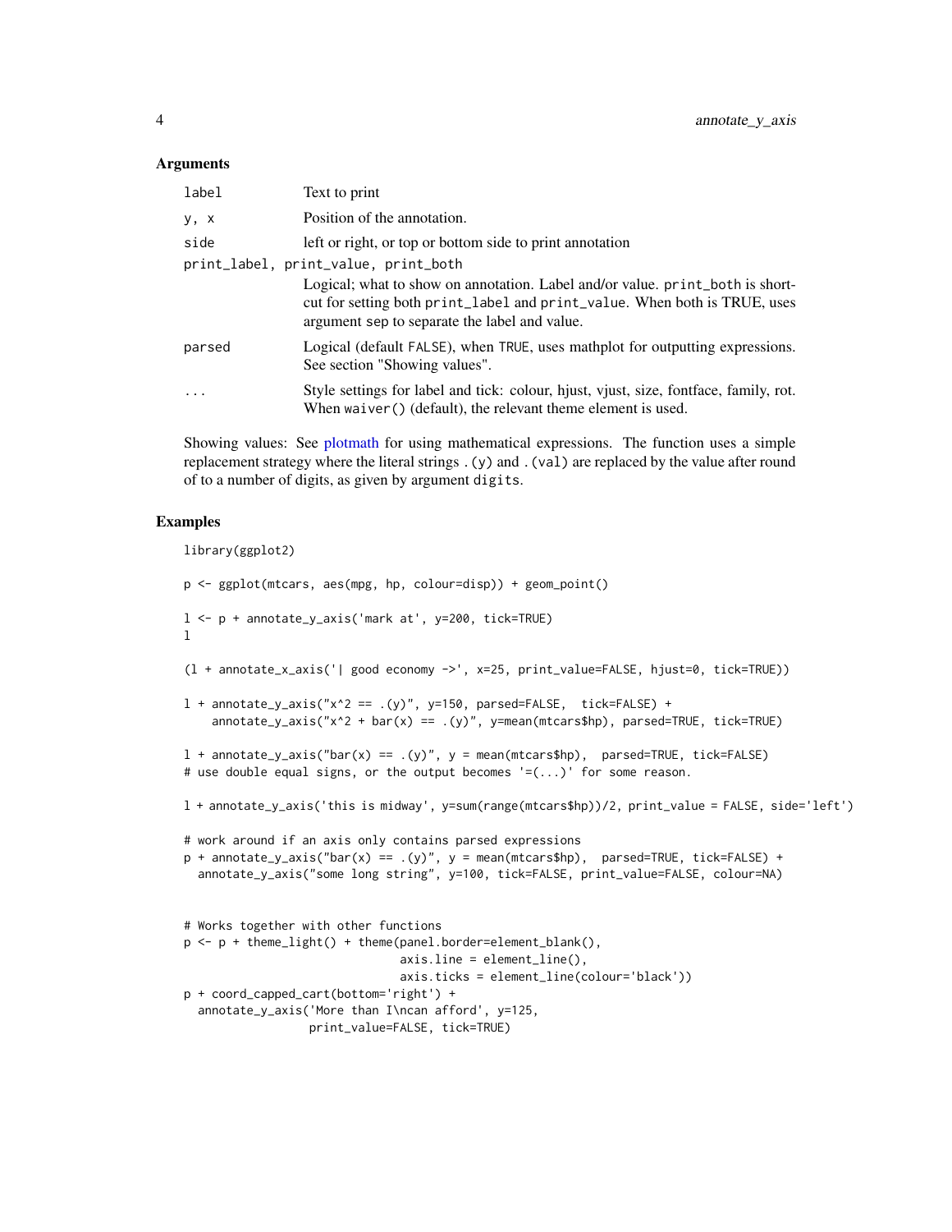### Arguments

| | |
|---|---|
| `label` | Text to print |
| `y, x` | Position of the annotation. |
| `side` | left or right, or top or bottom side to print annotation |
| `print_label, print_value, print_both` | Logical; what to show on annotation. Label and/or value. `print_both` is shortcut for setting both `print_label` and `print_value`. When both is TRUE, uses argument `sep` to separate the label and value. |
| `parsed` | Logical (default `FALSE`), when `TRUE`, uses mathplot for outputting expressions. See section "Showing values". |
| `...` | Style settings for label and tick: colour, hjust, vjust, size, fontface, family, rot. When `waiver()` (default), the relevant theme element is used. |

Showing values: See plotmath for using mathematical expressions. The function uses a simple replacement strategy where the literal strings `.(y)` and `.(val)` are replaced by the value after round of to a number of digits, as given by argument `digits`.

### Examples

```
library(ggplot2)

p <- ggplot(mtcars, aes(mpg, hp, colour=disp)) + geom_point()

l <- p + annotate_y_axis('mark at', y=200, tick=TRUE)
l

(l + annotate_x_axis('| good economy ->', x=25, print_value=FALSE, hjust=0, tick=TRUE))

l + annotate_y_axis("x^2 == .(y)", y=150, parsed=FALSE,  tick=FALSE) +
    annotate_y_axis("x^2 + bar(x) == .(y)", y=mean(mtcars$hp), parsed=TRUE, tick=TRUE)

l + annotate_y_axis("bar(x) == .(y)", y = mean(mtcars$hp),  parsed=TRUE, tick=FALSE)
# use double equal signs, or the output becomes '=(...)' for some reason.

l + annotate_y_axis('this is midway', y=sum(range(mtcars$hp))/2, print_value = FALSE, side='left')

# work around if an axis only contains parsed expressions
p + annotate_y_axis("bar(x) == .(y)", y = mean(mtcars$hp),  parsed=TRUE, tick=FALSE) +
  annotate_y_axis("some long string", y=100, tick=FALSE, print_value=FALSE, colour=NA)


# Works together with other functions
p <- p + theme_light() + theme(panel.border=element_blank(),
                               axis.line = element_line(),
                               axis.ticks = element_line(colour='black'))
p + coord_capped_cart(bottom='right') +
  annotate_y_axis('More than I\ncan afford', y=125,
                 print_value=FALSE, tick=TRUE)
```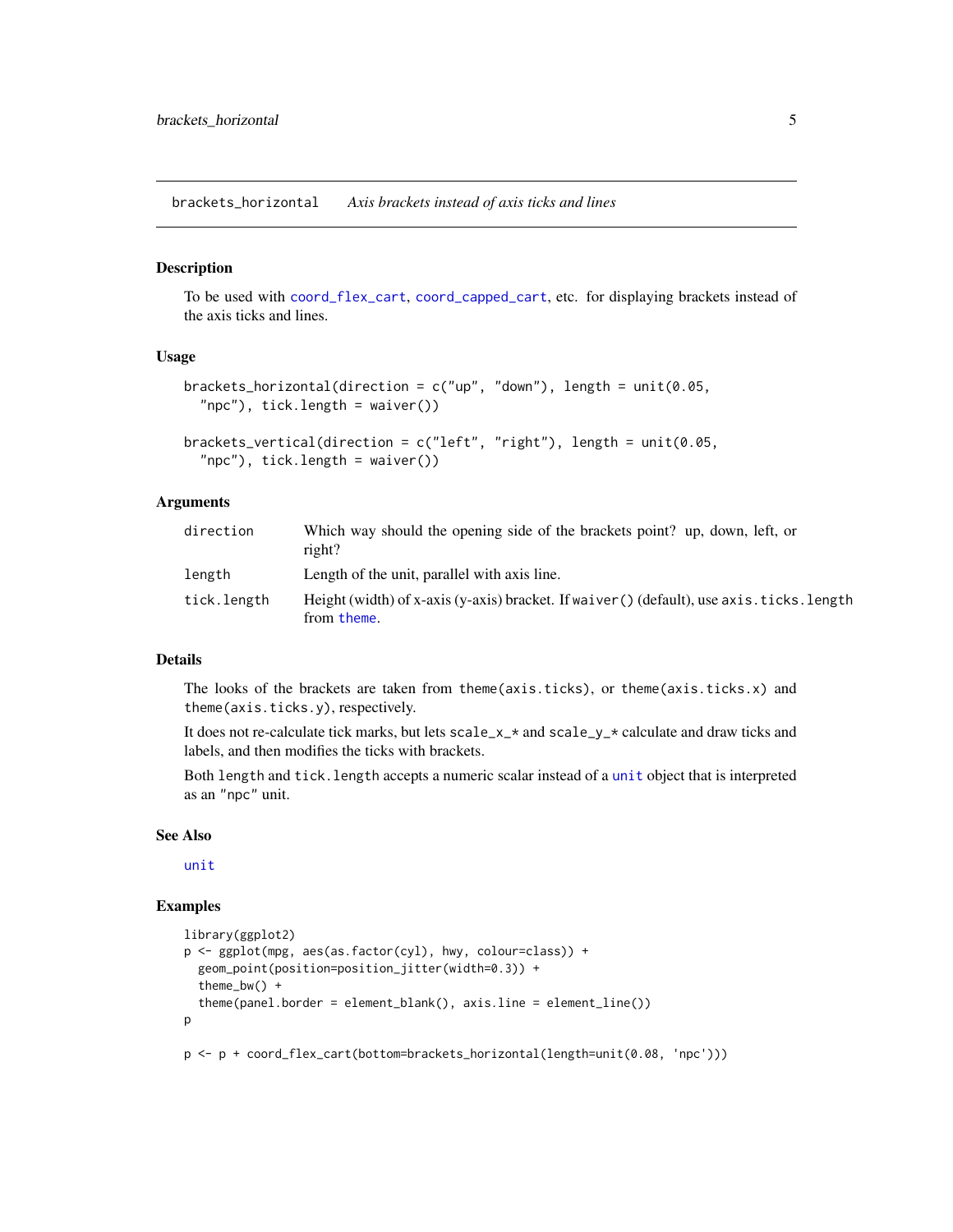## brackets_horizontal — *Axis brackets instead of axis ticks and lines*

### Description

To be used with coord_flex_cart, coord_capped_cart, etc. for displaying brackets instead of the axis ticks and lines.

### Usage

```
brackets_horizontal(direction = c("up", "down"), length = unit(0.05,
  "npc"), tick.length = waiver())

brackets_vertical(direction = c("left", "right"), length = unit(0.05,
  "npc"), tick.length = waiver())
```

### Arguments

| | |
|---|---|
| direction | Which way should the opening side of the brackets point? up, down, left, or right? |
| length | Length of the unit, parallel with axis line. |
| tick.length | Height (width) of x-axis (y-axis) bracket. If `waiver()` (default), use `axis.ticks.length` from theme. |

### Details

The looks of the brackets are taken from `theme(axis.ticks)`, or `theme(axis.ticks.x)` and `theme(axis.ticks.y)`, respectively.

It does not re-calculate tick marks, but lets `scale_x_*` and `scale_y_*` calculate and draw ticks and labels, and then modifies the ticks with brackets.

Both `length` and `tick.length` accepts a numeric scalar instead of a unit object that is interpreted as an "npc" unit.

### See Also

unit

### Examples

```
library(ggplot2)
p <- ggplot(mpg, aes(as.factor(cyl), hwy, colour=class)) +
  geom_point(position=position_jitter(width=0.3)) +
  theme_bw() +
  theme(panel.border = element_blank(), axis.line = element_line())
p

p <- p + coord_flex_cart(bottom=brackets_horizontal(length=unit(0.08, 'npc')))
```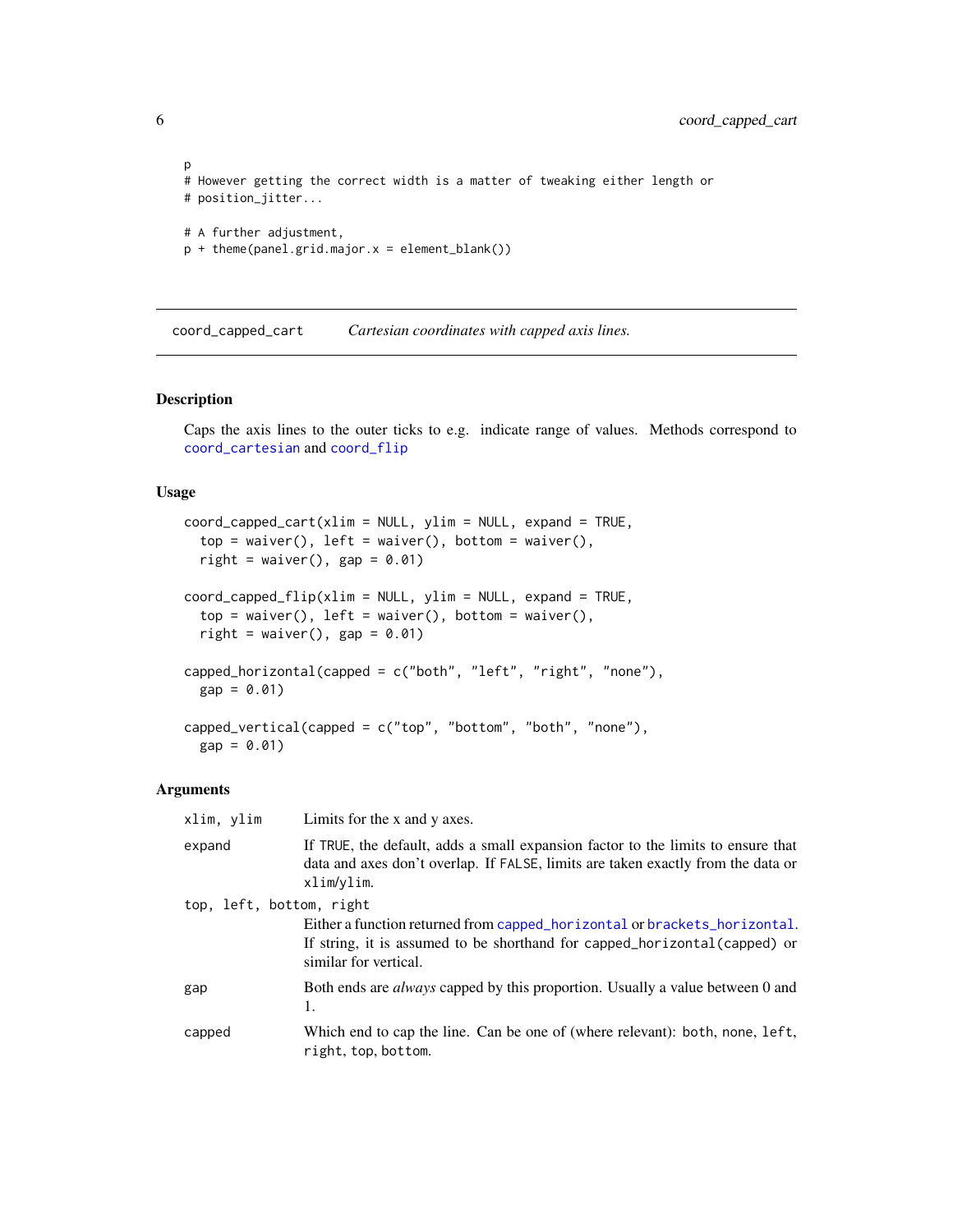```
p
# However getting the correct width is a matter of tweaking either length or
# position_jitter...

# A further adjustment,
p + theme(panel.grid.major.x = element_blank())
```

## coord_capped_cart — *Cartesian coordinates with capped axis lines.*

### Description

Caps the axis lines to the outer ticks to e.g. indicate range of values. Methods correspond to `coord_cartesian` and `coord_flip`

### Usage

```
coord_capped_cart(xlim = NULL, ylim = NULL, expand = TRUE,
  top = waiver(), left = waiver(), bottom = waiver(),
  right = waiver(), gap = 0.01)

coord_capped_flip(xlim = NULL, ylim = NULL, expand = TRUE,
  top = waiver(), left = waiver(), bottom = waiver(),
  right = waiver(), gap = 0.01)

capped_horizontal(capped = c("both", "left", "right", "none"),
  gap = 0.01)

capped_vertical(capped = c("top", "bottom", "both", "none"),
  gap = 0.01)
```

### Arguments

| Argument | Description |
|---|---|
| `xlim, ylim` | Limits for the x and y axes. |
| `expand` | If `TRUE`, the default, adds a small expansion factor to the limits to ensure that data and axes don't overlap. If `FALSE`, limits are taken exactly from the data or `xlim`/`ylim`. |
| `top, left, bottom, right` | Either a function returned from `capped_horizontal` or `brackets_horizontal`. If string, it is assumed to be shorthand for `capped_horizontal(capped)` or similar for vertical. |
| `gap` | Both ends are *always* capped by this proportion. Usually a value between 0 and 1. |
| `capped` | Which end to cap the line. Can be one of (where relevant): `both`, `none`, `left`, `right`, `top`, `bottom`. |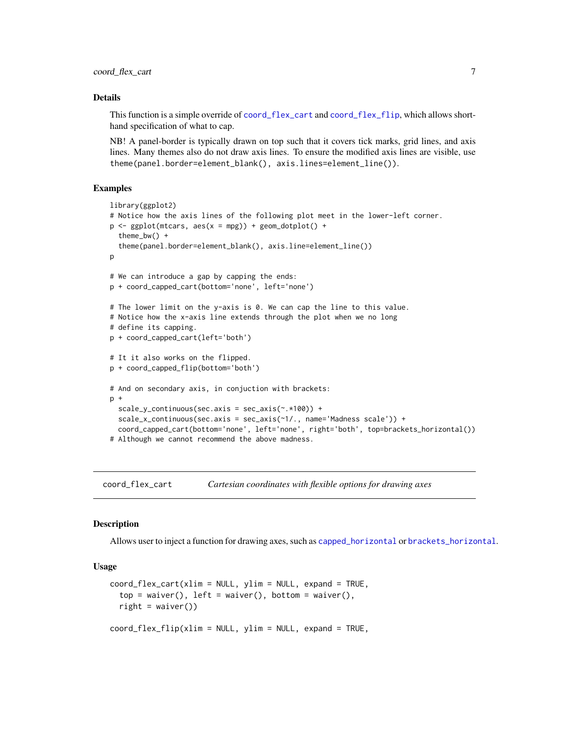### Details

This function is a simple override of `coord_flex_cart` and `coord_flex_flip`, which allows shorthand specification of what to cap.

NB! A panel-border is typically drawn on top such that it covers tick marks, grid lines, and axis lines. Many themes also do not draw axis lines. To ensure the modified axis lines are visible, use `theme(panel.border=element_blank(), axis.lines=element_line())`.

### Examples

```
library(ggplot2)
# Notice how the axis lines of the following plot meet in the lower-left corner.
p <- ggplot(mtcars, aes(x = mpg)) + geom_dotplot() +
  theme_bw() +
  theme(panel.border=element_blank(), axis.line=element_line())
p

# We can introduce a gap by capping the ends:
p + coord_capped_cart(bottom='none', left='none')

# The lower limit on the y-axis is 0. We can cap the line to this value.
# Notice how the x-axis line extends through the plot when we no long
# define its capping.
p + coord_capped_cart(left='both')

# It it also works on the flipped.
p + coord_capped_flip(bottom='both')

# And on secondary axis, in conjuction with brackets:
p +
  scale_y_continuous(sec.axis = sec_axis(~.*100)) +
  scale_x_continuous(sec.axis = sec_axis(~1/., name='Madness scale')) +
  coord_capped_cart(bottom='none', left='none', right='both', top=brackets_horizontal())
# Although we cannot recommend the above madness.
```

---

## coord_flex_cart — *Cartesian coordinates with flexible options for drawing axes*

---

### Description

Allows user to inject a function for drawing axes, such as `capped_horizontal` or `brackets_horizontal`.

### Usage

```
coord_flex_cart(xlim = NULL, ylim = NULL, expand = TRUE,
  top = waiver(), left = waiver(), bottom = waiver(),
  right = waiver())

coord_flex_flip(xlim = NULL, ylim = NULL, expand = TRUE,
```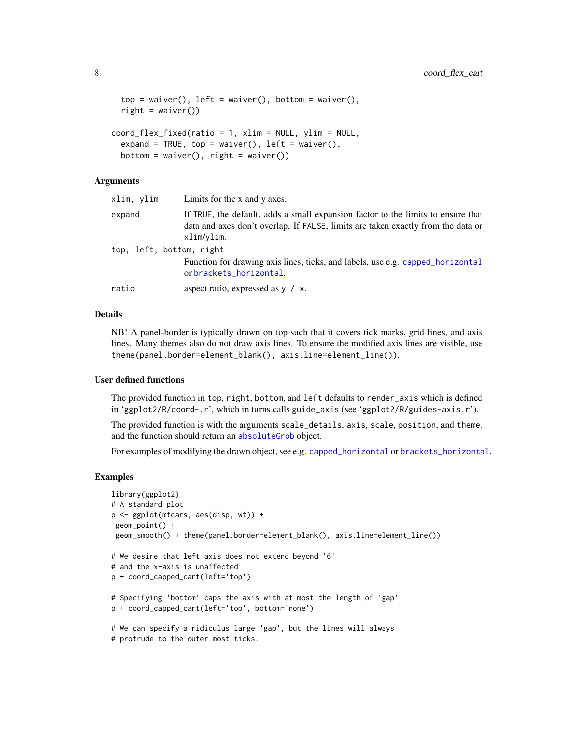```
  top = waiver(), left = waiver(), bottom = waiver(),
  right = waiver())

coord_flex_fixed(ratio = 1, xlim = NULL, ylim = NULL,
  expand = TRUE, top = waiver(), left = waiver(),
  bottom = waiver(), right = waiver())
```

## Arguments

`xlim, ylim` Limits for the x and y axes.

`expand` If TRUE, the default, adds a small expansion factor to the limits to ensure that data and axes don't overlap. If FALSE, limits are taken exactly from the data or xlim/ylim.

`top, left, bottom, right` Function for drawing axis lines, ticks, and labels, use e.g. capped_horizontal or brackets_horizontal.

`ratio` aspect ratio, expressed as y / x.

## Details

NB! A panel-border is typically drawn on top such that it covers tick marks, grid lines, and axis lines. Many themes also do not draw axis lines. To ensure the modified axis lines are visible, use `theme(panel.border=element_blank(), axis.line=element_line())`.

## User defined functions

The provided function in top, right, bottom, and left defaults to render_axis which is defined in 'ggplot2/R/coord-.r', which in turns calls guide_axis (see 'ggplot2/R/guides-axis.r').

The provided function is with the arguments scale_details, axis, scale, position, and theme, and the function should return an absoluteGrob object.

For examples of modifying the drawn object, see e.g. capped_horizontal or brackets_horizontal.

## Examples

```
library(ggplot2)
# A standard plot
p <- ggplot(mtcars, aes(disp, wt)) +
 geom_point() +
 geom_smooth() + theme(panel.border=element_blank(), axis.line=element_line())

# We desire that left axis does not extend beyond '6'
# and the x-axis is unaffected
p + coord_capped_cart(left='top')

# Specifying 'bottom' caps the axis with at most the length of 'gap'
p + coord_capped_cart(left='top', bottom='none')

# We can specify a ridiculus large 'gap', but the lines will always
# protrude to the outer most ticks.
```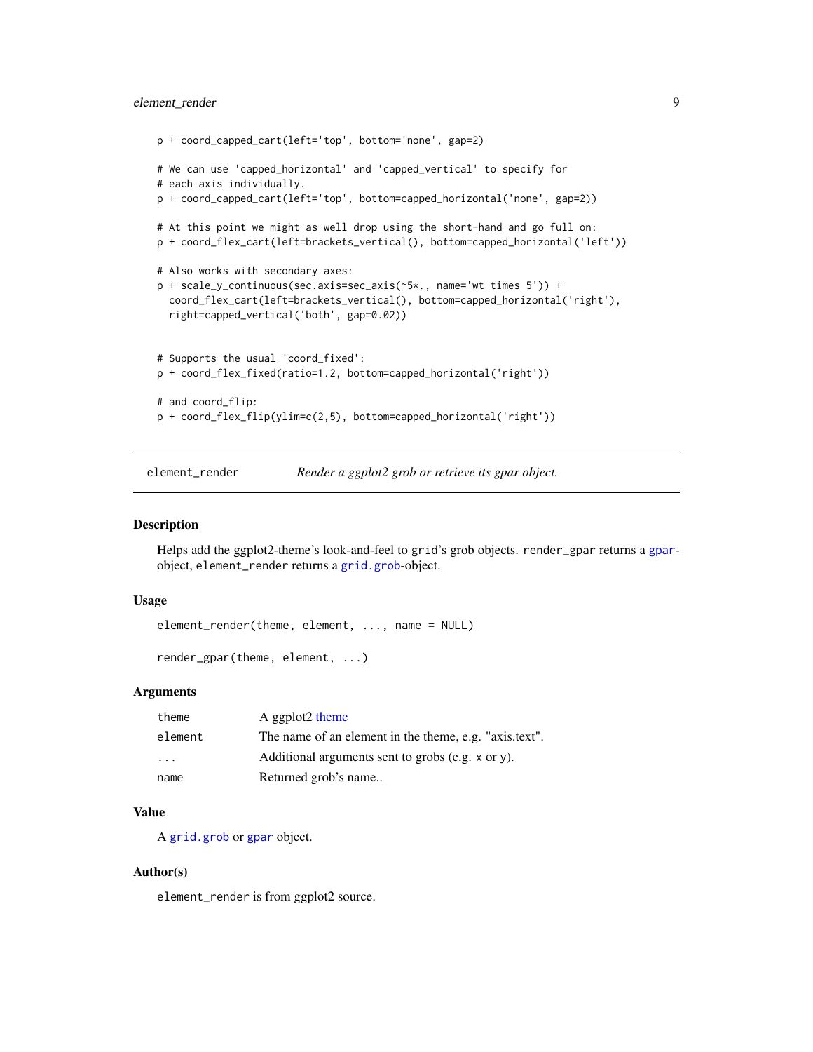```
p + coord_capped_cart(left='top', bottom='none', gap=2)

# We can use 'capped_horizontal' and 'capped_vertical' to specify for
# each axis individually.
p + coord_capped_cart(left='top', bottom=capped_horizontal('none', gap=2))

# At this point we might as well drop using the short-hand and go full on:
p + coord_flex_cart(left=brackets_vertical(), bottom=capped_horizontal('left'))

# Also works with secondary axes:
p + scale_y_continuous(sec.axis=sec_axis(~5*., name='wt times 5')) +
  coord_flex_cart(left=brackets_vertical(), bottom=capped_horizontal('right'),
  right=capped_vertical('both', gap=0.02))


# Supports the usual 'coord_fixed':
p + coord_flex_fixed(ratio=1.2, bottom=capped_horizontal('right'))

# and coord_flip:
p + coord_flex_flip(ylim=c(2,5), bottom=capped_horizontal('right'))
```

---

## element_render — *Render a ggplot2 grob or retrieve its gpar object.*

---

### Description

Helps add the ggplot2-theme's look-and-feel to `grid`'s grob objects. `render_gpar` returns a `gpar`-object, `element_render` returns a `grid.grob`-object.

### Usage

```
element_render(theme, element, ..., name = NULL)

render_gpar(theme, element, ...)
```

### Arguments

| | |
|---|---|
| `theme` | A ggplot2 theme |
| `element` | The name of an element in the theme, e.g. "axis.text". |
| `...` | Additional arguments sent to grobs (e.g. `x` or `y`). |
| `name` | Returned grob's name.. |

### Value

A `grid.grob` or `gpar` object.

### Author(s)

`element_render` is from ggplot2 source.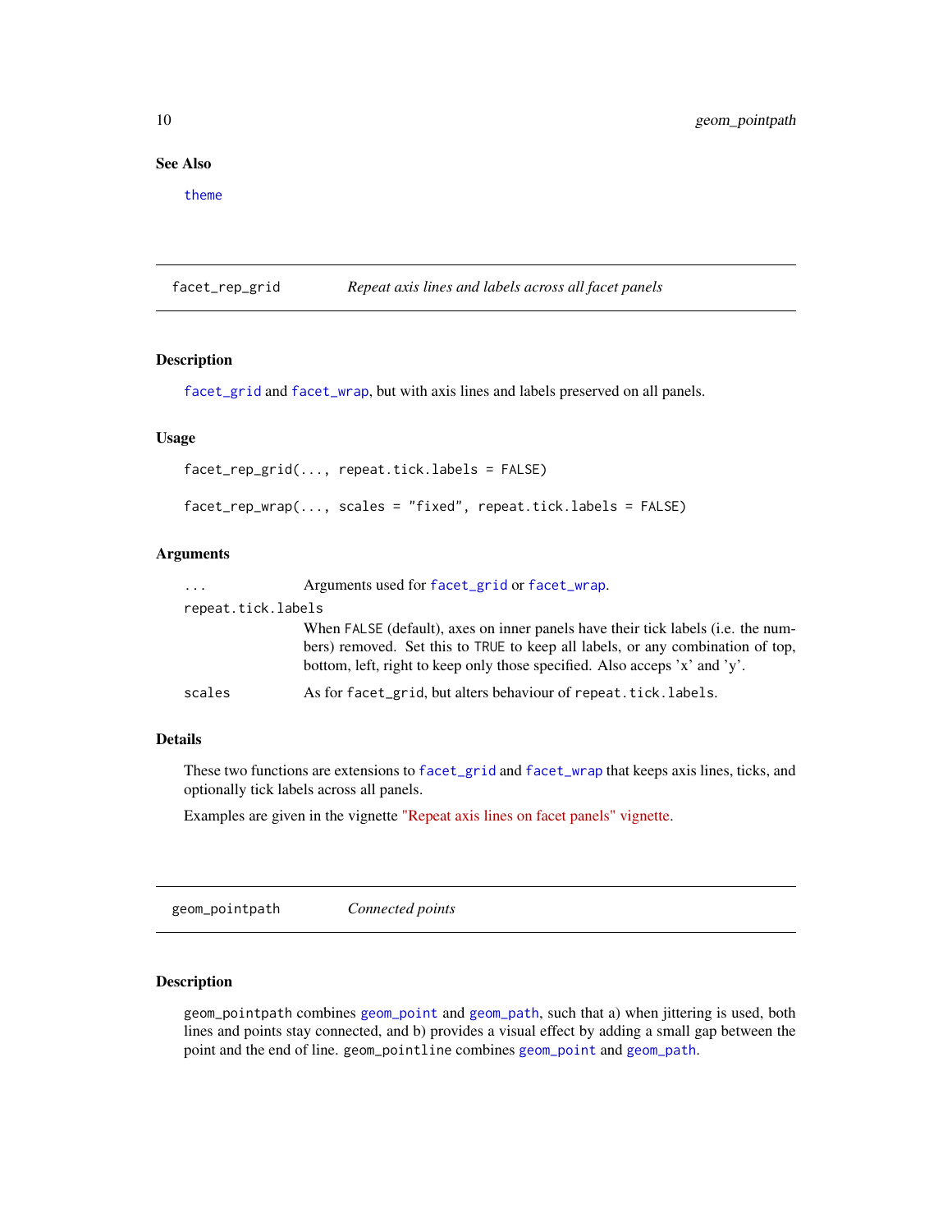### See Also

`theme`

---

## facet_rep_grid — *Repeat axis lines and labels across all facet panels*

### Description

`facet_grid` and `facet_wrap`, but with axis lines and labels preserved on all panels.

### Usage

```
facet_rep_grid(..., repeat.tick.labels = FALSE)

facet_rep_wrap(..., scales = "fixed", repeat.tick.labels = FALSE)
```

### Arguments

| | |
|---|---|
| `...` | Arguments used for `facet_grid` or `facet_wrap`. |
| `repeat.tick.labels` | When `FALSE` (default), axes on inner panels have their tick labels (i.e. the numbers) removed. Set this to `TRUE` to keep all labels, or any combination of top, bottom, left, right to keep only those specified. Also accepts 'x' and 'y'. |
| `scales` | As for `facet_grid`, but alters behaviour of `repeat.tick.labels`. |

### Details

These two functions are extensions to `facet_grid` and `facet_wrap` that keeps axis lines, ticks, and optionally tick labels across all panels.

Examples are given in the vignette "Repeat axis lines on facet panels" vignette.

---

## geom_pointpath — *Connected points*

### Description

`geom_pointpath` combines `geom_point` and `geom_path`, such that a) when jittering is used, both lines and points stay connected, and b) provides a visual effect by adding a small gap between the point and the end of line. `geom_pointline` combines `geom_point` and `geom_path`.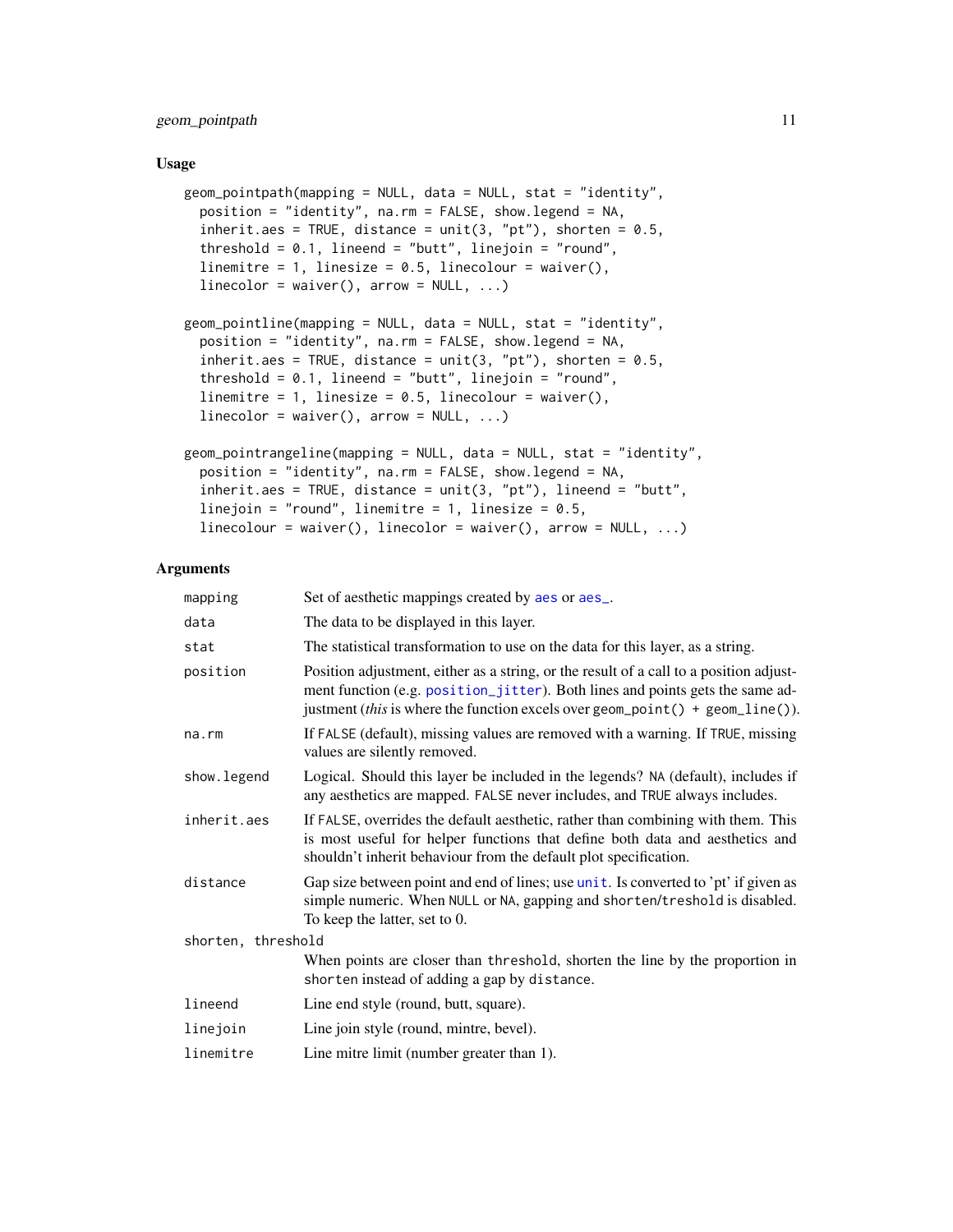### Usage

```
geom_pointpath(mapping = NULL, data = NULL, stat = "identity",
  position = "identity", na.rm = FALSE, show.legend = NA,
  inherit.aes = TRUE, distance = unit(3, "pt"), shorten = 0.5,
  threshold = 0.1, lineend = "butt", linejoin = "round",
  linemitre = 1, linesize = 0.5, linecolour = waiver(),
  linecolor = waiver(), arrow = NULL, ...)

geom_pointline(mapping = NULL, data = NULL, stat = "identity",
  position = "identity", na.rm = FALSE, show.legend = NA,
  inherit.aes = TRUE, distance = unit(3, "pt"), shorten = 0.5,
  threshold = 0.1, lineend = "butt", linejoin = "round",
  linemitre = 1, linesize = 0.5, linecolour = waiver(),
  linecolor = waiver(), arrow = NULL, ...)

geom_pointrangeline(mapping = NULL, data = NULL, stat = "identity",
  position = "identity", na.rm = FALSE, show.legend = NA,
  inherit.aes = TRUE, distance = unit(3, "pt"), lineend = "butt",
  linejoin = "round", linemitre = 1, linesize = 0.5,
  linecolour = waiver(), linecolor = waiver(), arrow = NULL, ...)
```

### Arguments

| | |
|---|---|
| mapping | Set of aesthetic mappings created by aes or aes_. |
| data | The data to be displayed in this layer. |
| stat | The statistical transformation to use on the data for this layer, as a string. |
| position | Position adjustment, either as a string, or the result of a call to a position adjustment function (e.g. position_jitter). Both lines and points gets the same adjustment (*this* is where the function excels over geom_point() + geom_line()). |
| na.rm | If FALSE (default), missing values are removed with a warning. If TRUE, missing values are silently removed. |
| show.legend | Logical. Should this layer be included in the legends? NA (default), includes if any aesthetics are mapped. FALSE never includes, and TRUE always includes. |
| inherit.aes | If FALSE, overrides the default aesthetic, rather than combining with them. This is most useful for helper functions that define both data and aesthetics and shouldn't inherit behaviour from the default plot specification. |
| distance | Gap size between point and end of lines; use unit. Is converted to 'pt' if given as simple numeric. When NULL or NA, gapping and shorten/treshold is disabled. To keep the latter, set to 0. |
| shorten, threshold | When points are closer than threshold, shorten the line by the proportion in shorten instead of adding a gap by distance. |
| lineend | Line end style (round, butt, square). |
| linejoin | Line join style (round, mintre, bevel). |
| linemitre | Line mitre limit (number greater than 1). |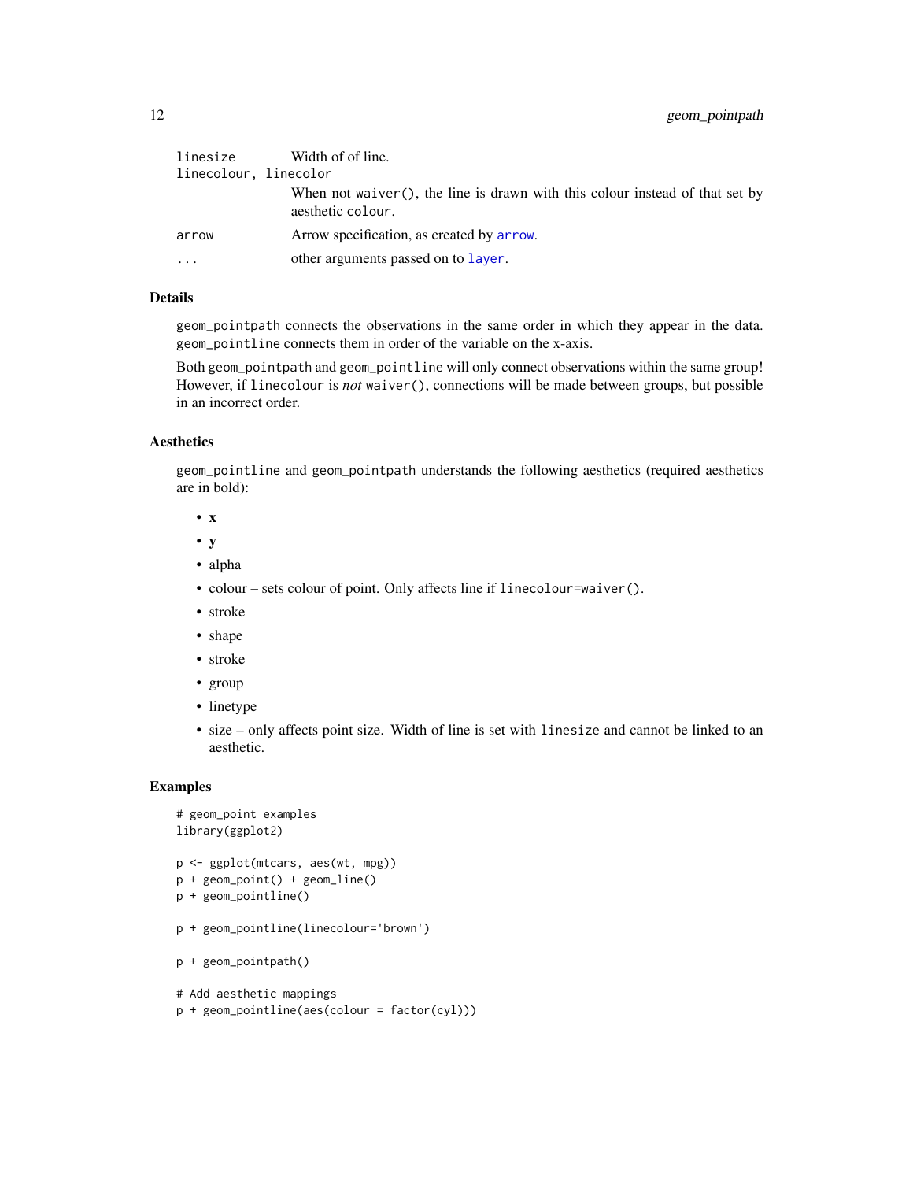| | |
|---|---|
| `linesize` | Width of of line. |
| `linecolour, linecolor` | When not `waiver()`, the line is drawn with this colour instead of that set by aesthetic `colour`. |
| `arrow` | Arrow specification, as created by `arrow`. |
| `...` | other arguments passed on to `layer`. |

## Details

`geom_pointpath` connects the observations in the same order in which they appear in the data. `geom_pointline` connects them in order of the variable on the x-axis.

Both `geom_pointpath` and `geom_pointline` will only connect observations within the same group! However, if `linecolour` is *not* `waiver()`, connections will be made between groups, but possible in an incorrect order.

## Aesthetics

`geom_pointline` and `geom_pointpath` understands the following aesthetics (required aesthetics are in bold):

- **x**
- **y**
- alpha
- colour – sets colour of point. Only affects line if `linecolour=waiver()`.
- stroke
- shape
- stroke
- group
- linetype
- size – only affects point size. Width of line is set with `linesize` and cannot be linked to an aesthetic.

## Examples

```
# geom_point examples
library(ggplot2)

p <- ggplot(mtcars, aes(wt, mpg))
p + geom_point() + geom_line()
p + geom_pointline()

p + geom_pointline(linecolour='brown')

p + geom_pointpath()

# Add aesthetic mappings
p + geom_pointline(aes(colour = factor(cyl)))
```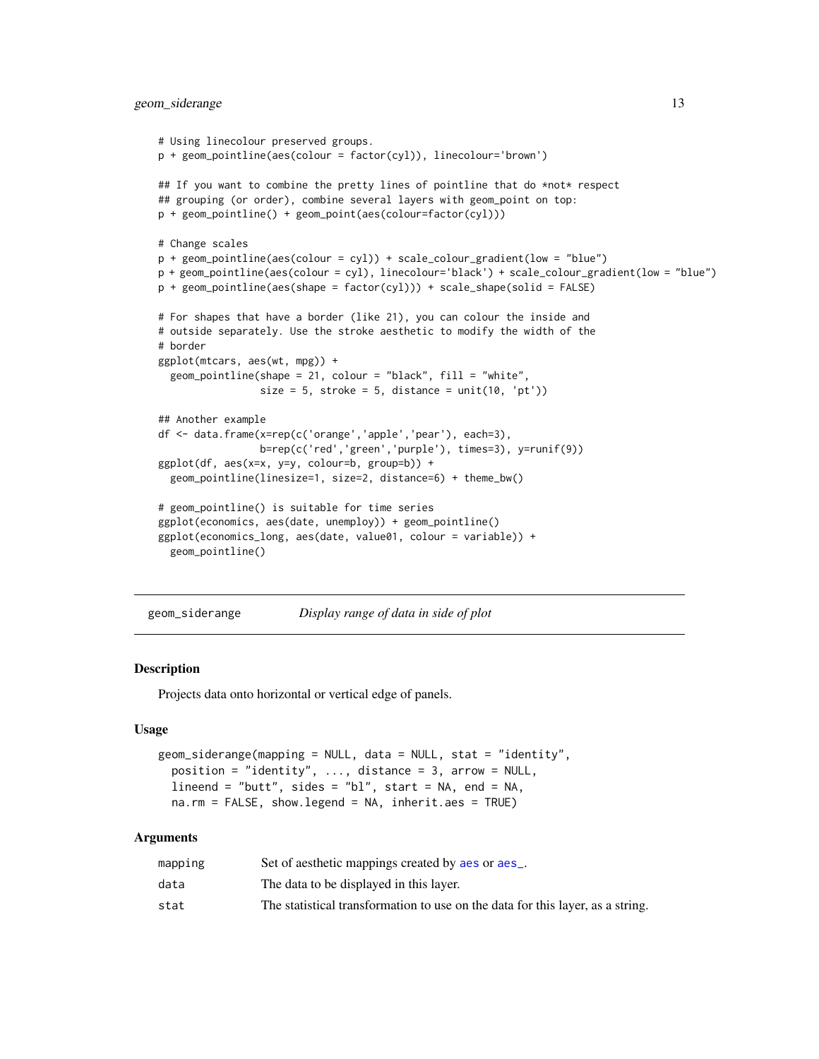```
# Using linecolour preserved groups.
p + geom_pointline(aes(colour = factor(cyl)), linecolour='brown')

## If you want to combine the pretty lines of pointline that do *not* respect
## grouping (or order), combine several layers with geom_point on top:
p + geom_pointline() + geom_point(aes(colour=factor(cyl)))

# Change scales
p + geom_pointline(aes(colour = cyl)) + scale_colour_gradient(low = "blue")
p + geom_pointline(aes(colour = cyl), linecolour='black') + scale_colour_gradient(low = "blue")
p + geom_pointline(aes(shape = factor(cyl))) + scale_shape(solid = FALSE)

# For shapes that have a border (like 21), you can colour the inside and
# outside separately. Use the stroke aesthetic to modify the width of the
# border
ggplot(mtcars, aes(wt, mpg)) +
  geom_pointline(shape = 21, colour = "black", fill = "white",
                 size = 5, stroke = 5, distance = unit(10, 'pt'))

## Another example
df <- data.frame(x=rep(c('orange','apple','pear'), each=3),
                 b=rep(c('red','green','purple'), times=3), y=runif(9))
ggplot(df, aes(x=x, y=y, colour=b, group=b)) +
  geom_pointline(linesize=1, size=2, distance=6) + theme_bw()

# geom_pointline() is suitable for time series
ggplot(economics, aes(date, unemploy)) + geom_pointline()
ggplot(economics_long, aes(date, value01, colour = variable)) +
  geom_pointline()
```

## geom_siderange — *Display range of data in side of plot*

### Description

Projects data onto horizontal or vertical edge of panels.

### Usage

```
geom_siderange(mapping = NULL, data = NULL, stat = "identity",
  position = "identity", ..., distance = 3, arrow = NULL,
  lineend = "butt", sides = "bl", start = NA, end = NA,
  na.rm = FALSE, show.legend = NA, inherit.aes = TRUE)
```

### Arguments

| | |
|---|---|
| mapping | Set of aesthetic mappings created by aes or aes_. |
| data | The data to be displayed in this layer. |
| stat | The statistical transformation to use on the data for this layer, as a string. |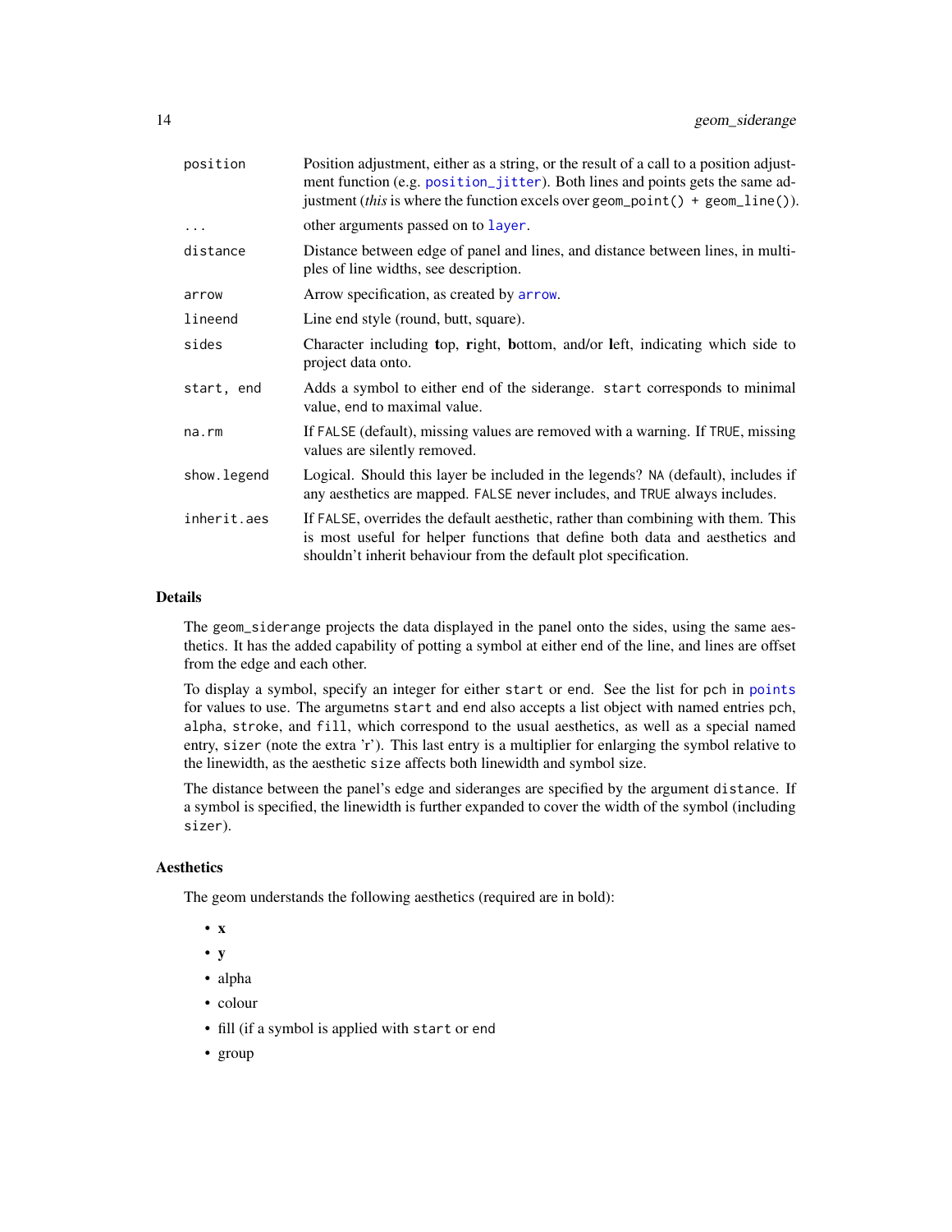| | |
|---|---|
| `position` | Position adjustment, either as a string, or the result of a call to a position adjustment function (e.g. `position_jitter`). Both lines and points gets the same adjustment (*this* is where the function excels over `geom_point() + geom_line()`). |
| `...` | other arguments passed on to `layer`. |
| `distance` | Distance between edge of panel and lines, and distance between lines, in multiples of line widths, see description. |
| `arrow` | Arrow specification, as created by `arrow`. |
| `lineend` | Line end style (round, butt, square). |
| `sides` | Character including **t**op, **r**ight, **b**ottom, and/or **l**eft, indicating which side to project data onto. |
| `start, end` | Adds a symbol to either end of the siderange. `start` corresponds to minimal value, `end` to maximal value. |
| `na.rm` | If `FALSE` (default), missing values are removed with a warning. If `TRUE`, missing values are silently removed. |
| `show.legend` | Logical. Should this layer be included in the legends? `NA` (default), includes if any aesthetics are mapped. `FALSE` never includes, and `TRUE` always includes. |
| `inherit.aes` | If `FALSE`, overrides the default aesthetic, rather than combining with them. This is most useful for helper functions that define both data and aesthetics and shouldn't inherit behaviour from the default plot specification. |

## Details

The `geom_siderange` projects the data displayed in the panel onto the sides, using the same aesthetics. It has the added capability of potting a symbol at either end of the line, and lines are offset from the edge and each other.

To display a symbol, specify an integer for either `start` or `end`. See the list for pch in `points` for values to use. The argumetns `start` and `end` also accepts a list object with named entries `pch`, `alpha`, `stroke`, and `fill`, which correspond to the usual aesthetics, as well as a special named entry, `sizer` (note the extra 'r'). This last entry is a multiplier for enlarging the symbol relative to the linewidth, as the aesthetic `size` affects both linewidth and symbol size.

The distance between the panel's edge and sideranges are specified by the argument `distance`. If a symbol is specified, the linewidth is further expanded to cover the width of the symbol (including `sizer`).

## Aesthetics

The geom understands the following aesthetics (required are in bold):

- **x**
- **y**
- alpha
- colour
- fill (if a symbol is applied with `start` or `end`
- group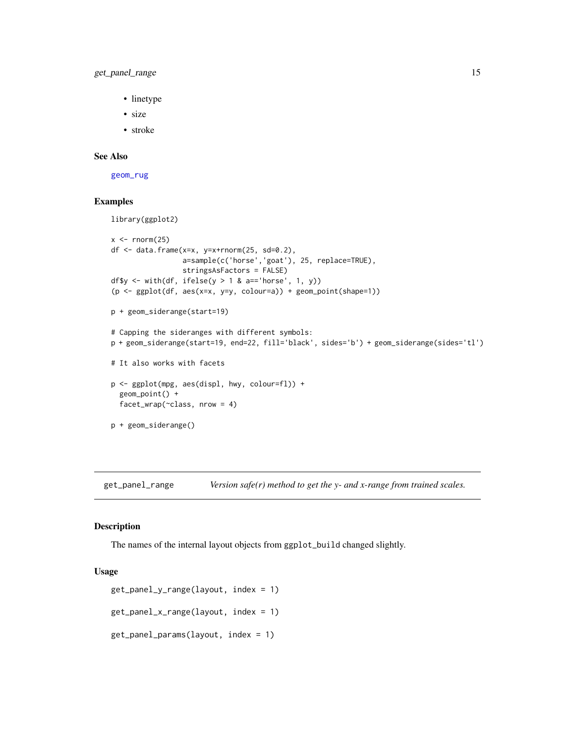- linetype
- size
- stroke

### See Also

geom_rug

### Examples

```
library(ggplot2)

x <- rnorm(25)
df <- data.frame(x=x, y=x+rnorm(25, sd=0.2),
                 a=sample(c('horse','goat'), 25, replace=TRUE),
                 stringsAsFactors = FALSE)
df$y <- with(df, ifelse(y > 1 & a=='horse', 1, y))
(p <- ggplot(df, aes(x=x, y=y, colour=a)) + geom_point(shape=1))

p + geom_siderange(start=19)

# Capping the sideranges with different symbols:
p + geom_siderange(start=19, end=22, fill='black', sides='b') + geom_siderange(sides='tl')

# It also works with facets

p <- ggplot(mpg, aes(displ, hwy, colour=fl)) +
  geom_point() +
  facet_wrap(~class, nrow = 4)

p + geom_siderange()
```

---

## get_panel_range — *Version safe(r) method to get the y- and x-range from trained scales.*

---

### Description

The names of the internal layout objects from `ggplot_build` changed slightly.

### Usage

```
get_panel_y_range(layout, index = 1)

get_panel_x_range(layout, index = 1)

get_panel_params(layout, index = 1)
```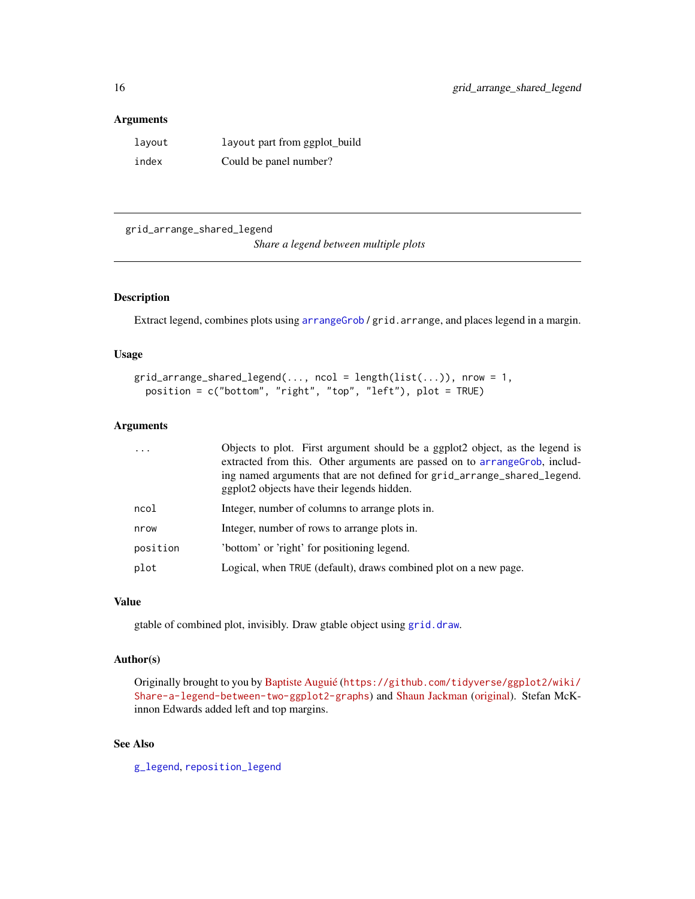### Arguments

| | |
|---|---|
| layout | layout part from ggplot_build |
| index | Could be panel number? |

---

## grid_arrange_shared_legend

*Share a legend between multiple plots*

### Description

Extract legend, combines plots using arrangeGrob / grid.arrange, and places legend in a margin.

### Usage

```
grid_arrange_shared_legend(..., ncol = length(list(...)), nrow = 1,
  position = c("bottom", "right", "top", "left"), plot = TRUE)
```

### Arguments

| | |
|---|---|
| ... | Objects to plot. First argument should be a ggplot2 object, as the legend is extracted from this. Other arguments are passed on to arrangeGrob, including named arguments that are not defined for grid_arrange_shared_legend. ggplot2 objects have their legends hidden. |
| ncol | Integer, number of columns to arrange plots in. |
| nrow | Integer, number of rows to arrange plots in. |
| position | 'bottom' or 'right' for positioning legend. |
| plot | Logical, when TRUE (default), draws combined plot on a new page. |

### Value

gtable of combined plot, invisibly. Draw gtable object using grid.draw.

### Author(s)

Originally brought to you by Baptiste Auguié (https://github.com/tidyverse/ggplot2/wiki/Share-a-legend-between-two-ggplot2-graphs) and Shaun Jackman (original). Stefan McKinnon Edwards added left and top margins.

### See Also

g_legend, reposition_legend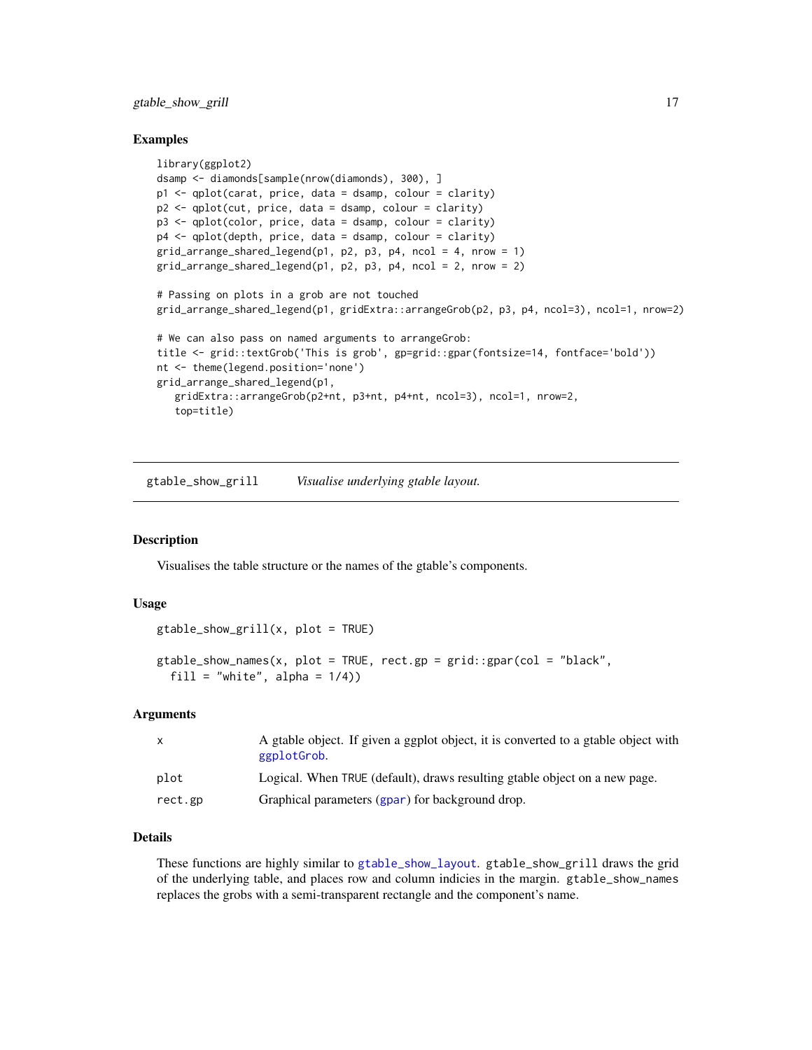### Examples

```
library(ggplot2)
dsamp <- diamonds[sample(nrow(diamonds), 300), ]
p1 <- qplot(carat, price, data = dsamp, colour = clarity)
p2 <- qplot(cut, price, data = dsamp, colour = clarity)
p3 <- qplot(color, price, data = dsamp, colour = clarity)
p4 <- qplot(depth, price, data = dsamp, colour = clarity)
grid_arrange_shared_legend(p1, p2, p3, p4, ncol = 4, nrow = 1)
grid_arrange_shared_legend(p1, p2, p3, p4, ncol = 2, nrow = 2)

# Passing on plots in a grob are not touched
grid_arrange_shared_legend(p1, gridExtra::arrangeGrob(p2, p3, p4, ncol=3), ncol=1, nrow=2)

# We can also pass on named arguments to arrangeGrob:
title <- grid::textGrob('This is grob', gp=grid::gpar(fontsize=14, fontface='bold'))
nt <- theme(legend.position='none')
grid_arrange_shared_legend(p1,
   gridExtra::arrangeGrob(p2+nt, p3+nt, p4+nt, ncol=3), ncol=1, nrow=2,
   top=title)
```

---

## gtable_show_grill    *Visualise underlying gtable layout.*

---

### Description

Visualises the table structure or the names of the gtable's components.

### Usage

```
gtable_show_grill(x, plot = TRUE)

gtable_show_names(x, plot = TRUE, rect.gp = grid::gpar(col = "black",
  fill = "white", alpha = 1/4))
```

### Arguments

| | |
|---|---|
| `x` | A gtable object. If given a ggplot object, it is converted to a gtable object with `ggplotGrob`. |
| `plot` | Logical. When `TRUE` (default), draws resulting gtable object on a new page. |
| `rect.gp` | Graphical parameters (`gpar`) for background drop. |

### Details

These functions are highly similar to `gtable_show_layout`. `gtable_show_grill` draws the grid of the underlying table, and places row and column indicies in the margin. `gtable_show_names` replaces the grobs with a semi-transparent rectangle and the component's name.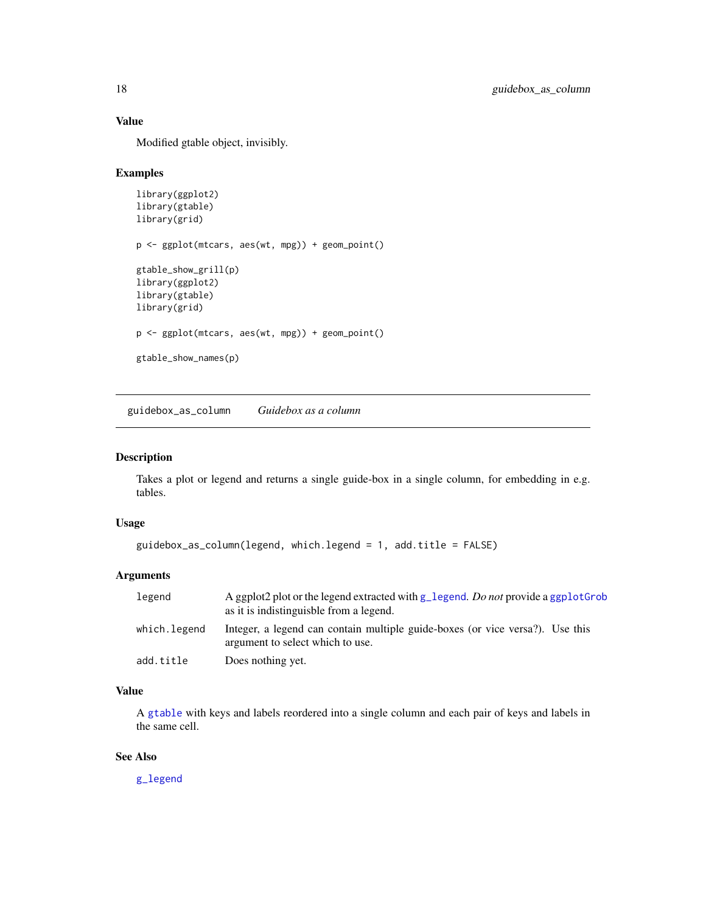### Value

Modified gtable object, invisibly.

### Examples

```
library(ggplot2)
library(gtable)
library(grid)

p <- ggplot(mtcars, aes(wt, mpg)) + geom_point()

gtable_show_grill(p)
library(ggplot2)
library(gtable)
library(grid)

p <- ggplot(mtcars, aes(wt, mpg)) + geom_point()

gtable_show_names(p)
```

---

## guidebox_as_column — *Guidebox as a column*

### Description

Takes a plot or legend and returns a single guide-box in a single column, for embedding in e.g. tables.

### Usage

```
guidebox_as_column(legend, which.legend = 1, add.title = FALSE)
```

### Arguments

| | |
|---|---|
| `legend` | A ggplot2 plot or the legend extracted with `g_legend`. *Do not* provide a `ggplotGrob` as it is indistinguisble from a legend. |
| `which.legend` | Integer, a legend can contain multiple guide-boxes (or vice versa?). Use this argument to select which to use. |
| `add.title` | Does nothing yet. |

### Value

A `gtable` with keys and labels reordered into a single column and each pair of keys and labels in the same cell.

### See Also

`g_legend`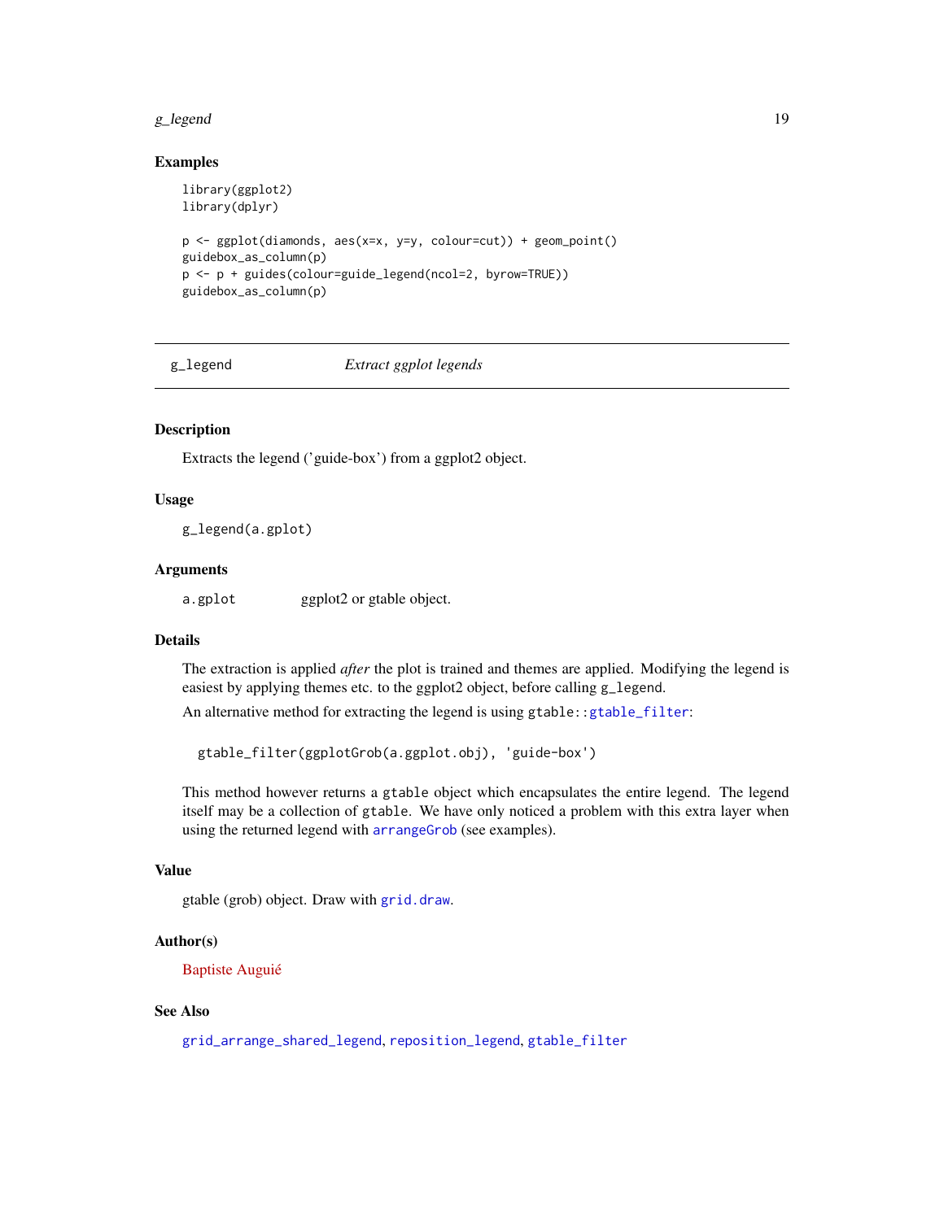### Examples

```
library(ggplot2)
library(dplyr)

p <- ggplot(diamonds, aes(x=x, y=y, colour=cut)) + geom_point()
guidebox_as_column(p)
p <- p + guides(colour=guide_legend(ncol=2, byrow=TRUE))
guidebox_as_column(p)
```

---

## g_legend — *Extract ggplot legends*

---

### Description

Extracts the legend ('guide-box') from a ggplot2 object.

### Usage

```
g_legend(a.gplot)
```

### Arguments

| | |
|---|---|
| `a.gplot` | ggplot2 or gtable object. |

### Details

The extraction is applied *after* the plot is trained and themes are applied. Modifying the legend is easiest by applying themes etc. to the ggplot2 object, before calling `g_legend`.

An alternative method for extracting the legend is using `gtable::gtable_filter`:

```
gtable_filter(ggplotGrob(a.ggplot.obj), 'guide-box')
```

This method however returns a `gtable` object which encapsulates the entire legend. The legend itself may be a collection of `gtable`. We have only noticed a problem with this extra layer when using the returned legend with `arrangeGrob` (see examples).

### Value

gtable (grob) object. Draw with `grid.draw`.

### Author(s)

Baptiste Auguié

### See Also

`grid_arrange_shared_legend`, `reposition_legend`, `gtable_filter`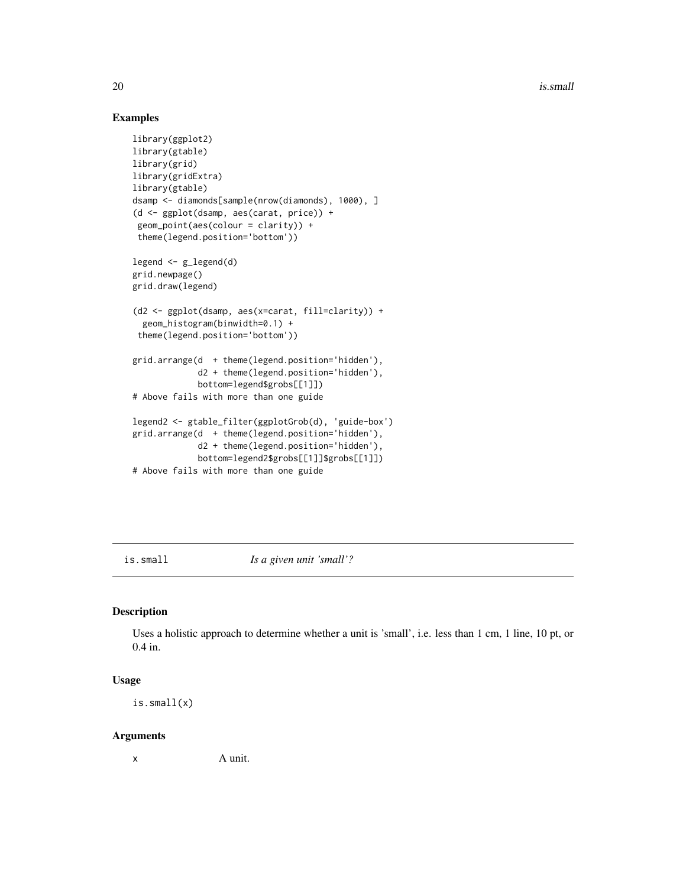## Examples

```
library(ggplot2)
library(gtable)
library(grid)
library(gridExtra)
library(gtable)
dsamp <- diamonds[sample(nrow(diamonds), 1000), ]
(d <- ggplot(dsamp, aes(carat, price)) +
 geom_point(aes(colour = clarity)) +
 theme(legend.position='bottom'))

legend <- g_legend(d)
grid.newpage()
grid.draw(legend)

(d2 <- ggplot(dsamp, aes(x=carat, fill=clarity)) +
  geom_histogram(binwidth=0.1) +
 theme(legend.position='bottom'))

grid.arrange(d  + theme(legend.position='hidden'),
             d2 + theme(legend.position='hidden'),
             bottom=legend$grobs[[1]])
# Above fails with more than one guide

legend2 <- gtable_filter(ggplotGrob(d), 'guide-box')
grid.arrange(d  + theme(legend.position='hidden'),
             d2 + theme(legend.position='hidden'),
             bottom=legend2$grobs[[1]]$grobs[[1]])
# Above fails with more than one guide
```

---

# is.small *Is a given unit 'small'?*

## Description

Uses a holistic approach to determine whether a unit is 'small', i.e. less than 1 cm, 1 line, 10 pt, or 0.4 in.

## Usage

```
is.small(x)
```

## Arguments

| | |
|---|---|
| x | A unit. |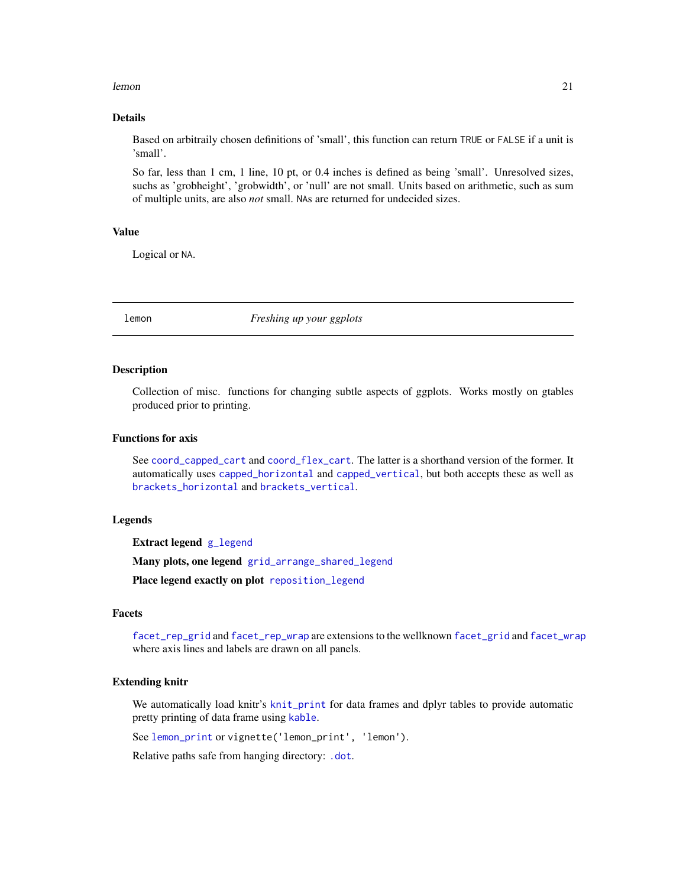### Details

Based on arbitraily chosen definitions of 'small', this function can return `TRUE` or `FALSE` if a unit is 'small'.

So far, less than 1 cm, 1 line, 10 pt, or 0.4 inches is defined as being 'small'. Unresolved sizes, suchs as 'grobheight', 'grobwidth', or 'null' are not small. Units based on arithmetic, such as sum of multiple units, are also *not* small. `NA`s are returned for undecided sizes.

### Value

Logical or `NA`.

---

## lemon — *Freshing up your ggplots*

### Description

Collection of misc. functions for changing subtle aspects of ggplots. Works mostly on gtables produced prior to printing.

### Functions for axis

See `coord_capped_cart` and `coord_flex_cart`. The latter is a shorthand version of the former. It automatically uses `capped_horizontal` and `capped_vertical`, but both accepts these as well as `brackets_horizontal` and `brackets_vertical`.

### Legends

**Extract legend** `g_legend`

**Many plots, one legend** `grid_arrange_shared_legend`

**Place legend exactly on plot** `reposition_legend`

### Facets

`facet_rep_grid` and `facet_rep_wrap` are extensions to the wellknown `facet_grid` and `facet_wrap` where axis lines and labels are drawn on all panels.

### Extending knitr

We automatically load knitr's `knit_print` for data frames and dplyr tables to provide automatic pretty printing of data frame using `kable`.

See `lemon_print` or `vignette('lemon_print', 'lemon')`.

Relative paths safe from hanging directory: `.dot`.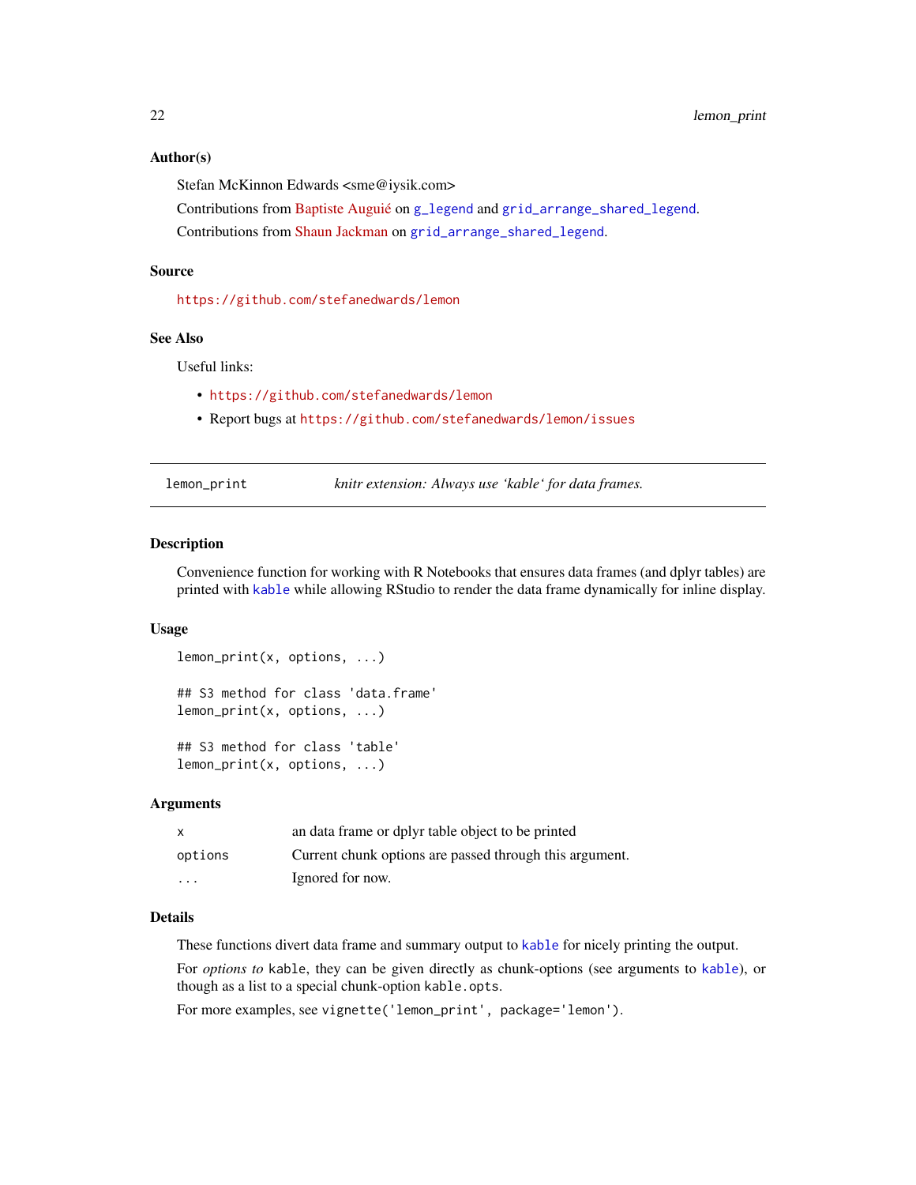### Author(s)

Stefan McKinnon Edwards <sme@iysik.com>

Contributions from Baptiste Auguié on `g_legend` and `grid_arrange_shared_legend`.

Contributions from Shaun Jackman on `grid_arrange_shared_legend`.

### Source

`https://github.com/stefanedwards/lemon`

### See Also

Useful links:

- `https://github.com/stefanedwards/lemon`
- Report bugs at `https://github.com/stefanedwards/lemon/issues`

---

## lemon_print — *knitr extension: Always use 'kable' for data frames.*

---

### Description

Convenience function for working with R Notebooks that ensures data frames (and dplyr tables) are printed with `kable` while allowing RStudio to render the data frame dynamically for inline display.

### Usage

```
lemon_print(x, options, ...)

## S3 method for class 'data.frame'
lemon_print(x, options, ...)

## S3 method for class 'table'
lemon_print(x, options, ...)
```

### Arguments

| | |
|---|---|
| `x` | an data frame or dplyr table object to be printed |
| `options` | Current chunk options are passed through this argument. |
| `...` | Ignored for now. |

### Details

These functions divert data frame and summary output to `kable` for nicely printing the output.

For *options to* `kable`, they can be given directly as chunk-options (see arguments to `kable`), or though as a list to a special chunk-option `kable.opts`.

For more examples, see `vignette('lemon_print', package='lemon')`.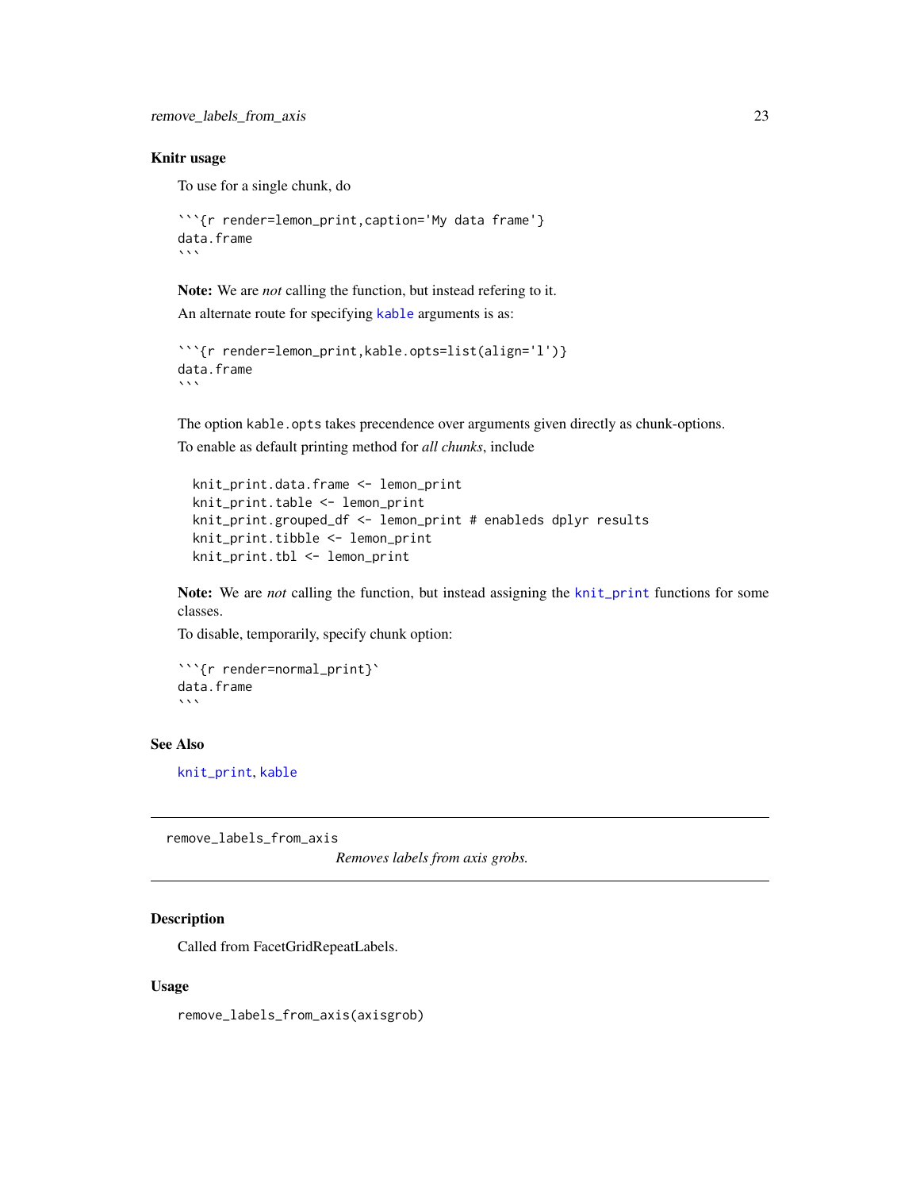### Knitr usage

To use for a single chunk, do

```
```{r render=lemon_print,caption='My data frame'}
data.frame
```
```

**Note:** We are *not* calling the function, but instead refering to it.

An alternate route for specifying `kable` arguments is as:

```
```{r render=lemon_print,kable.opts=list(align='l')}
data.frame
```
```

The option `kable.opts` takes precendence over arguments given directly as chunk-options.

To enable as default printing method for *all chunks*, include

```
knit_print.data.frame <- lemon_print
knit_print.table <- lemon_print
knit_print.grouped_df <- lemon_print # enableds dplyr results
knit_print.tibble <- lemon_print
knit_print.tbl <- lemon_print
```

**Note:** We are *not* calling the function, but instead assigning the `knit_print` functions for some classes.

To disable, temporarily, specify chunk option:

```
```{r render=normal_print}`
data.frame
```
```

### See Also

`knit_print`, `kable`

---

## remove_labels_from_axis

*Removes labels from axis grobs.*

### Description

Called from FacetGridRepeatLabels.

### Usage

```
remove_labels_from_axis(axisgrob)
```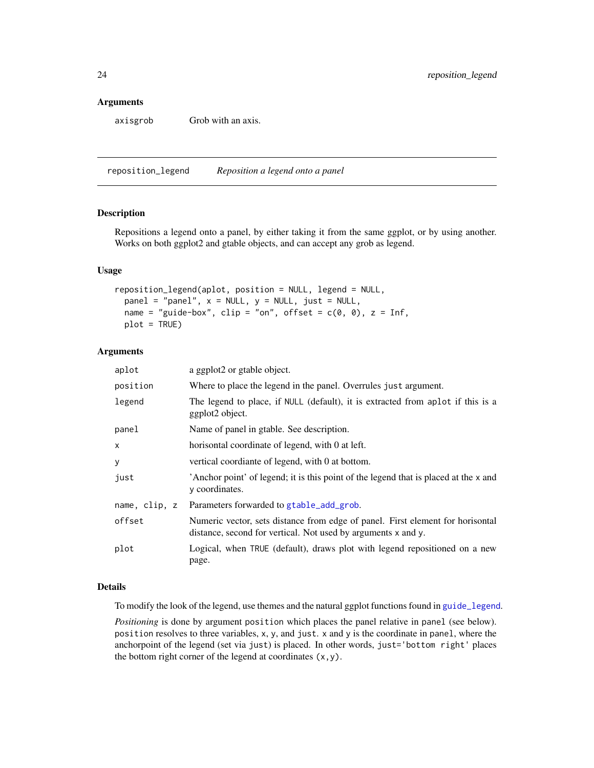### Arguments

| | |
|---|---|
| axisgrob | Grob with an axis. |

---

## reposition_legend — *Reposition a legend onto a panel*

### Description

Repositions a legend onto a panel, by either taking it from the same ggplot, or by using another. Works on both ggplot2 and gtable objects, and can accept any grob as legend.

### Usage

```
reposition_legend(aplot, position = NULL, legend = NULL,
  panel = "panel", x = NULL, y = NULL, just = NULL,
  name = "guide-box", clip = "on", offset = c(0, 0), z = Inf,
  plot = TRUE)
```

### Arguments

| | |
|---|---|
| aplot | a ggplot2 or gtable object. |
| position | Where to place the legend in the panel. Overrules just argument. |
| legend | The legend to place, if NULL (default), it is extracted from aplot if this is a ggplot2 object. |
| panel | Name of panel in gtable. See description. |
| x | horisontal coordinate of legend, with 0 at left. |
| y | vertical coordiante of legend, with 0 at bottom. |
| just | 'Anchor point' of legend; it is this point of the legend that is placed at the x and y coordinates. |
| name, clip, z | Parameters forwarded to gtable_add_grob. |
| offset | Numeric vector, sets distance from edge of panel. First element for horisontal distance, second for vertical. Not used by arguments x and y. |
| plot | Logical, when TRUE (default), draws plot with legend repositioned on a new page. |

### Details

To modify the look of the legend, use themes and the natural ggplot functions found in guide_legend.

*Positioning* is done by argument position which places the panel relative in panel (see below). position resolves to three variables, x, y, and just. x and y is the coordinate in panel, where the anchorpoint of the legend (set via just) is placed. In other words, just='bottom right' places the bottom right corner of the legend at coordinates (x,y).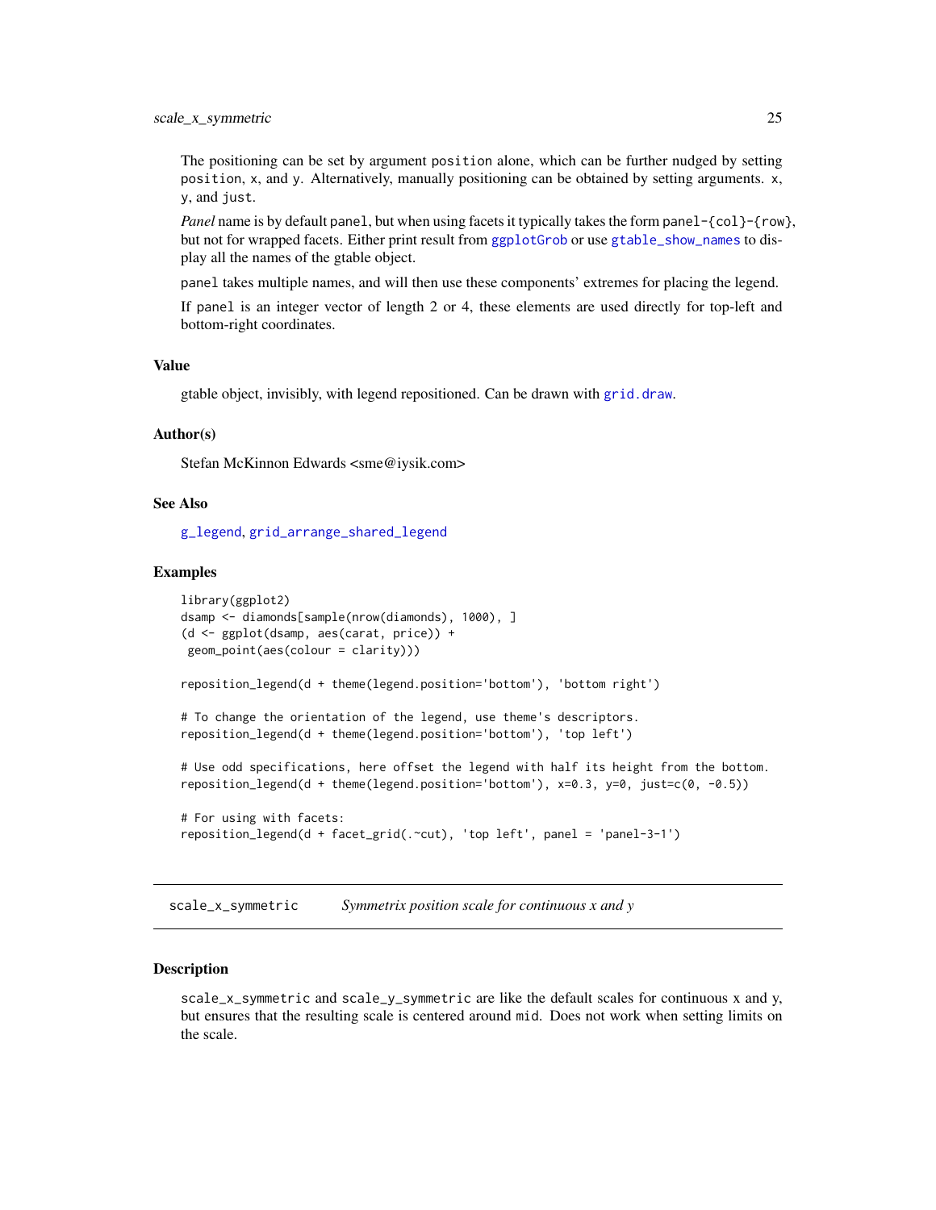The positioning can be set by argument `position` alone, which can be further nudged by setting `position`, `x`, and `y`. Alternatively, manually positioning can be obtained by setting arguments. `x`, `y`, and `just`.

*Panel* name is by default `panel`, but when using facets it typically takes the form `panel-{col}-{row}`, but not for wrapped facets. Either print result from `ggplotGrob` or use `gtable_show_names` to display all the names of the gtable object.

`panel` takes multiple names, and will then use these components' extremes for placing the legend.

If `panel` is an integer vector of length 2 or 4, these elements are used directly for top-left and bottom-right coordinates.

### Value

gtable object, invisibly, with legend repositioned. Can be drawn with `grid.draw`.

### Author(s)

Stefan McKinnon Edwards <sme@iysik.com>

### See Also

`g_legend`, `grid_arrange_shared_legend`

### Examples

```
library(ggplot2)
dsamp <- diamonds[sample(nrow(diamonds), 1000), ]
(d <- ggplot(dsamp, aes(carat, price)) +
 geom_point(aes(colour = clarity)))

reposition_legend(d + theme(legend.position='bottom'), 'bottom right')

# To change the orientation of the legend, use theme's descriptors.
reposition_legend(d + theme(legend.position='bottom'), 'top left')

# Use odd specifications, here offset the legend with half its height from the bottom.
reposition_legend(d + theme(legend.position='bottom'), x=0.3, y=0, just=c(0, -0.5))

# For using with facets:
reposition_legend(d + facet_grid(.~cut), 'top left', panel = 'panel-3-1')
```

---

## `scale_x_symmetric` *Symmetrix position scale for continuous x and y*

### Description

`scale_x_symmetric` and `scale_y_symmetric` are like the default scales for continuous x and y, but ensures that the resulting scale is centered around `mid`. Does not work when setting limits on the scale.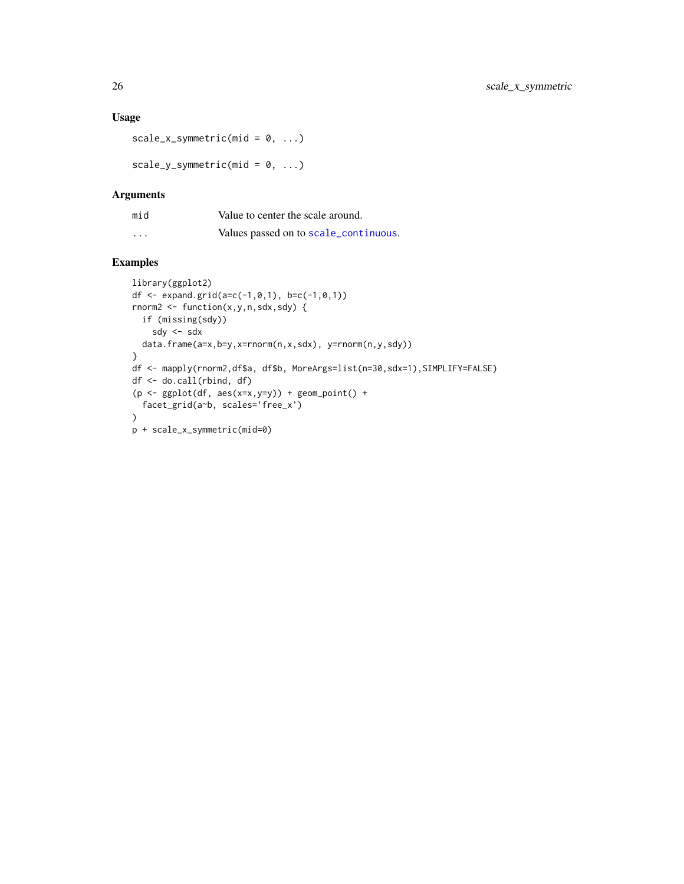### Usage

```
scale_x_symmetric(mid = 0, ...)

scale_y_symmetric(mid = 0, ...)
```

### Arguments

| | |
|---|---|
| mid | Value to center the scale around. |
| ... | Values passed on to scale_continuous. |

### Examples

```
library(ggplot2)
df <- expand.grid(a=c(-1,0,1), b=c(-1,0,1))
rnorm2 <- function(x,y,n,sdx,sdy) {
  if (missing(sdy))
    sdy <- sdx
  data.frame(a=x,b=y,x=rnorm(n,x,sdx), y=rnorm(n,y,sdy))
}
df <- mapply(rnorm2,df$a, df$b, MoreArgs=list(n=30,sdx=1),SIMPLIFY=FALSE)
df <- do.call(rbind, df)
(p <- ggplot(df, aes(x=x,y=y)) + geom_point() +
  facet_grid(a~b, scales='free_x')
)
p + scale_x_symmetric(mid=0)
```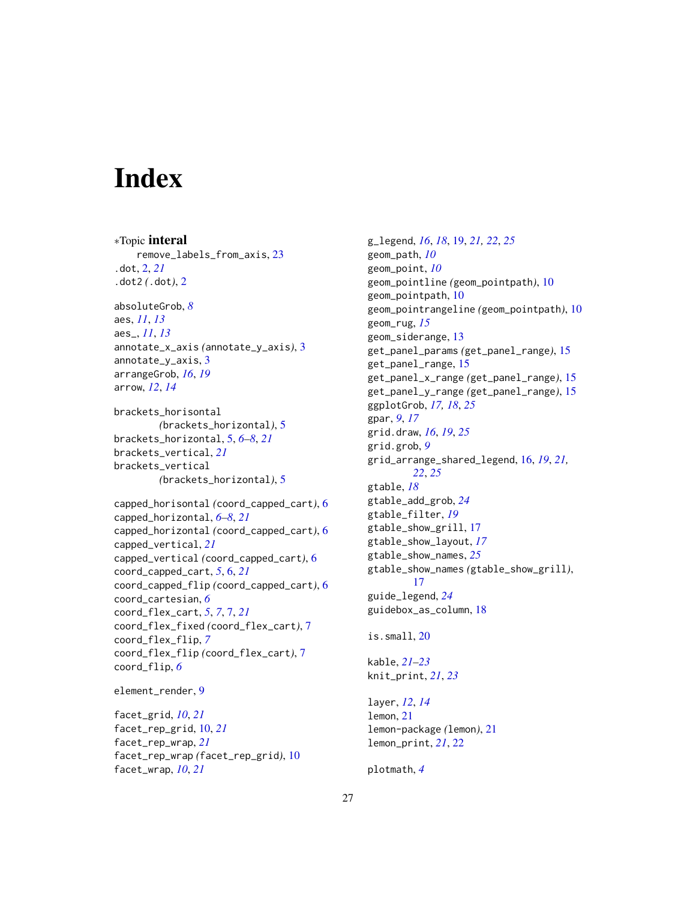# Index

∗Topic **interal**
    remove_labels_from_axis, 23

.dot, 2, *21*
.dot2 (.dot), 2

absoluteGrob, *8*
aes, *11*, *13*
aes_, *11*, *13*
annotate_x_axis (annotate_y_axis), 3
annotate_y_axis, 3
arrangeGrob, *16*, *19*
arrow, *12*, *14*

brackets_horisontal
        (brackets_horizontal), 5
brackets_horizontal, 5, *6–8*, *21*
brackets_vertical, *21*
brackets_vertical
        (brackets_horizontal), 5

capped_horisontal (coord_capped_cart), 6
capped_horizontal, *6–8*, *21*
capped_horizontal (coord_capped_cart), 6
capped_vertical, *21*
capped_vertical (coord_capped_cart), 6
coord_capped_cart, *5*, 6, *21*
coord_capped_flip (coord_capped_cart), 6
coord_cartesian, *6*
coord_flex_cart, *5*, *7*, 7, *21*
coord_flex_fixed (coord_flex_cart), 7
coord_flex_flip, *7*
coord_flex_flip (coord_flex_cart), 7
coord_flip, *6*

element_render, 9

facet_grid, *10*, *21*
facet_rep_grid, 10, *21*
facet_rep_wrap, *21*
facet_rep_wrap (facet_rep_grid), 10
facet_wrap, *10*, *21*

g_legend, *16*, *18*, 19, *21*, *22*, *25*
geom_path, *10*
geom_point, *10*
geom_pointline (geom_pointpath), 10
geom_pointpath, 10
geom_pointrangeline (geom_pointpath), 10
geom_rug, *15*
geom_siderange, 13
get_panel_params (get_panel_range), 15
get_panel_range, 15
get_panel_x_range (get_panel_range), 15
get_panel_y_range (get_panel_range), 15
ggplotGrob, *17*, *18*, *25*
gpar, *9*, *17*
grid.draw, *16*, *19*, *25*
grid.grob, *9*
grid_arrange_shared_legend, 16, *19*, *21*,
        *22*, *25*
gtable, *18*
gtable_add_grob, *24*
gtable_filter, *19*
gtable_show_grill, 17
gtable_show_layout, *17*
gtable_show_names, *25*
gtable_show_names (gtable_show_grill),
        17
guide_legend, *24*
guidebox_as_column, 18

is.small, 20

kable, *21–23*
knit_print, *21*, *23*

layer, *12*, *14*
lemon, 21
lemon-package (lemon), 21
lemon_print, *21*, 22

plotmath, *4*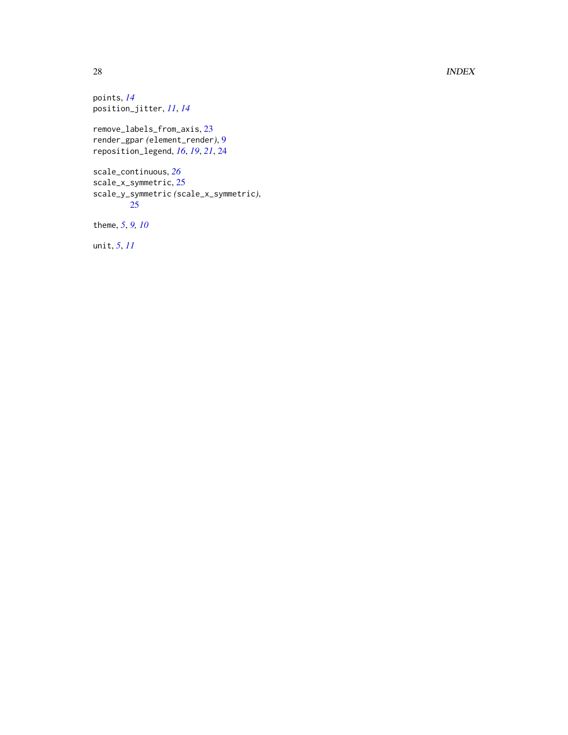points, *14*
position_jitter, *11*, *14*

remove_labels_from_axis, 23
render_gpar *(*element_render*)*, 9
reposition_legend, *16*, *19*, *21*, 24

scale_continuous, *26*
scale_x_symmetric, 25
scale_y_symmetric *(*scale_x_symmetric*)*, 25

theme, *5*, *9, 10*

unit, *5*, *11*